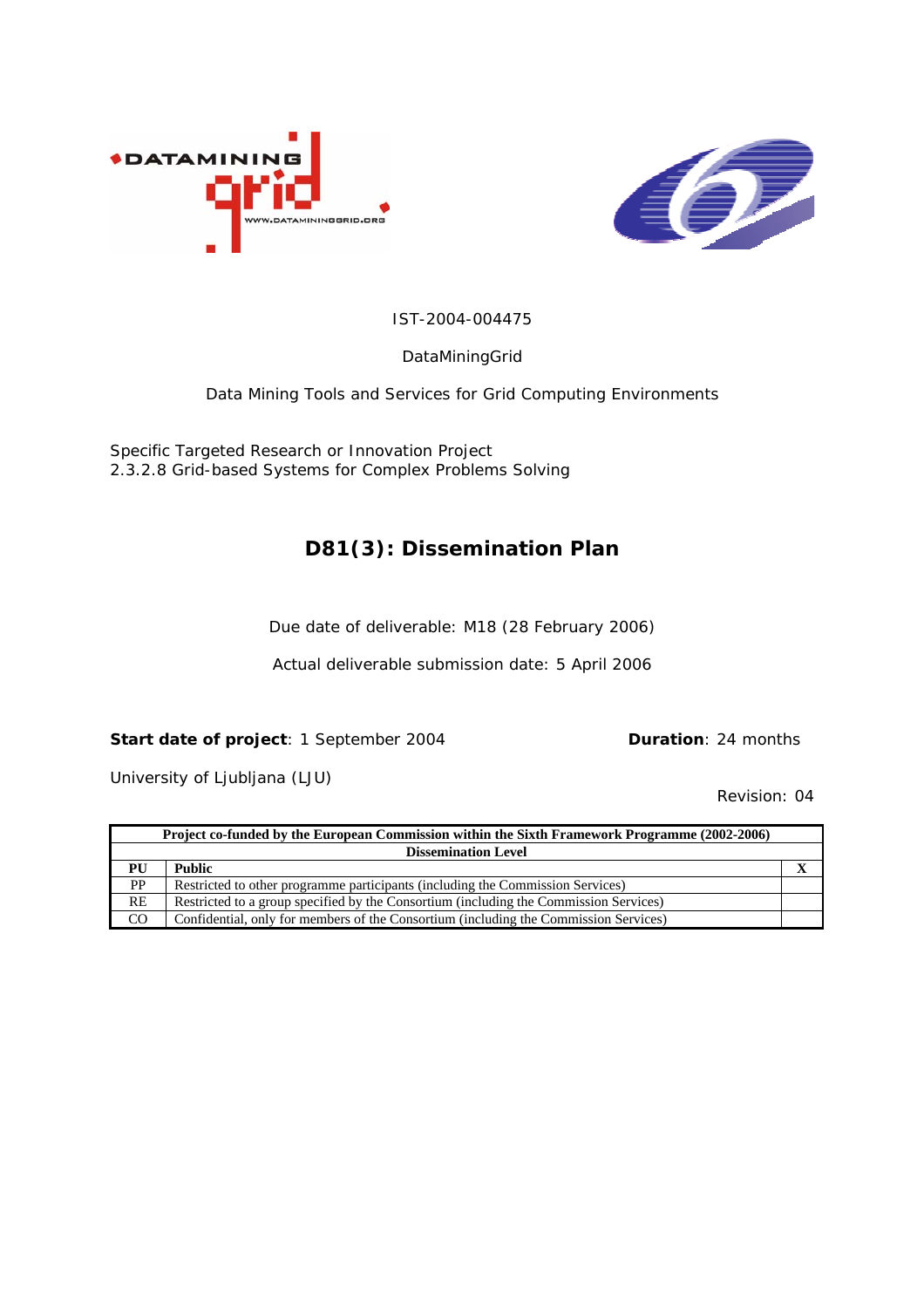IST-2004-004475

DataMiningGrid

Data Mining Tools and Services for Grid Computing Environments

Specific Targeted Research or Innovation Project
2.3.2.8 Grid-based Systems for Complex Problems Solving

# D81(3): Dissemination Plan

Due date of deliverable: M18 (28 February 2006)

Actual deliverable submission date: 5 April 2006

**Start date of project**: 1 September 2004 **Duration**: 24 months

University of Ljubljana (LJU)

Revision: 04

| Project co-funded by the European Commission within the Sixth Framework Programme (2002-2006) | | |
|---|---|---|
| **Dissemination Level** | | |
| **PU** | **Public** | **X** |
| PP | Restricted to other programme participants (including the Commission Services) | |
| RE | Restricted to a group specified by the Consortium (including the Commission Services) | |
| CO | Confidential, only for members of the Consortium (including the Commission Services) | |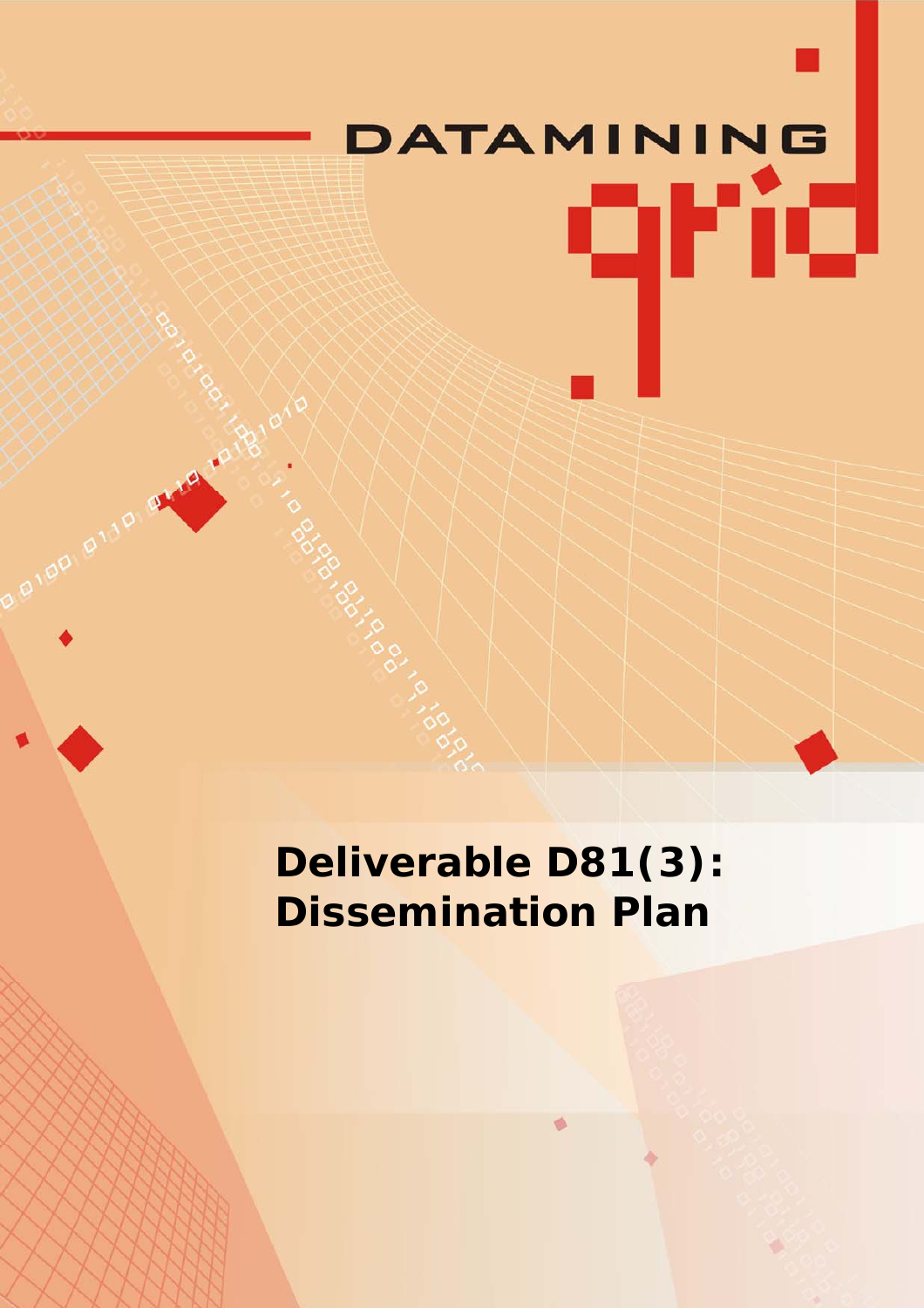DATAMINING grid

# Deliverable D81(3): Dissemination Plan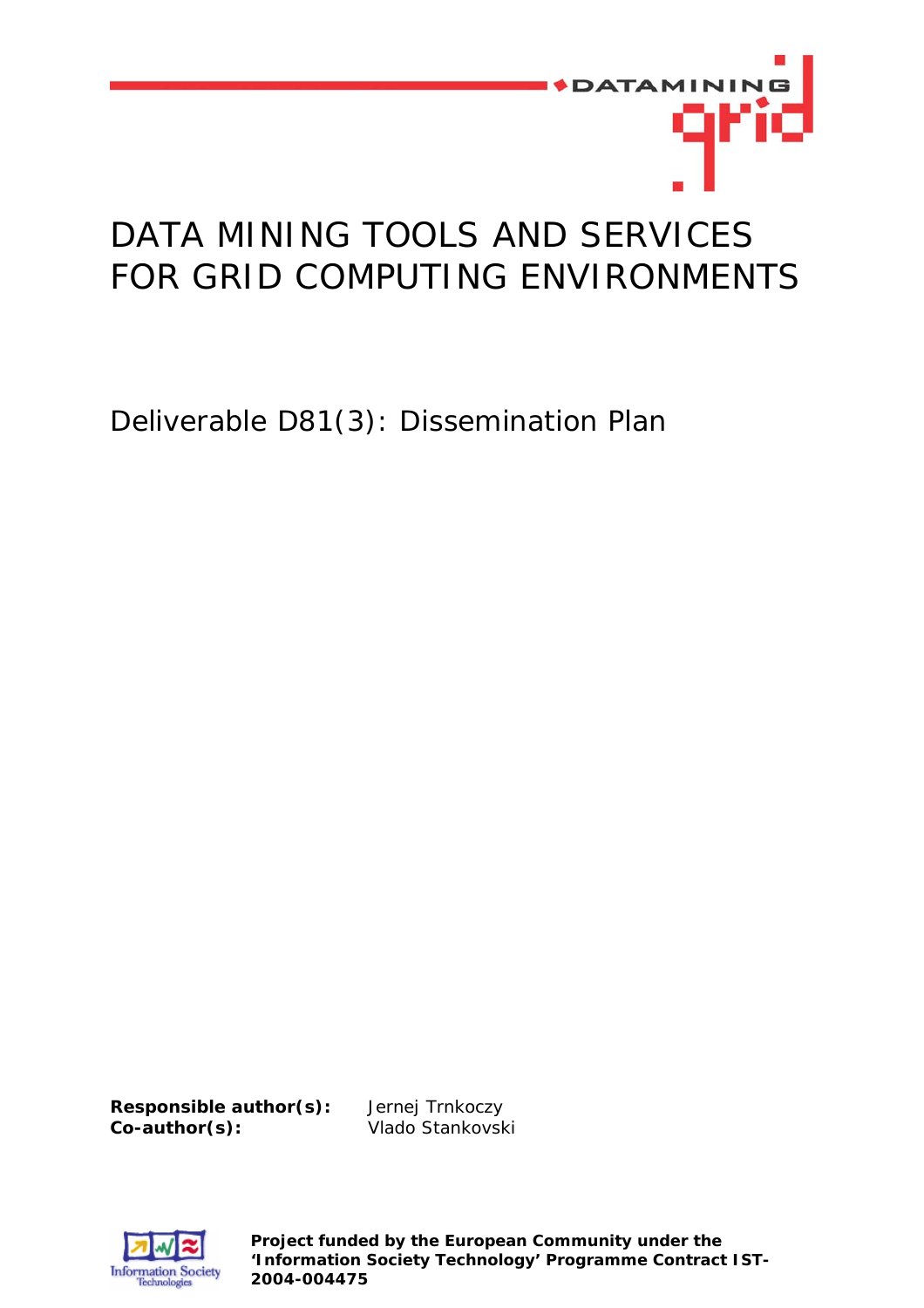# DATA MINING TOOLS AND SERVICES FOR GRID COMPUTING ENVIRONMENTS

## Deliverable D81(3): Dissemination Plan

**Responsible author(s):** Jernej Trnkoczy
**Co-author(s):** Vlado Stankovski

**Project funded by the European Community under the 'Information Society Technology' Programme Contract IST-2004-004475**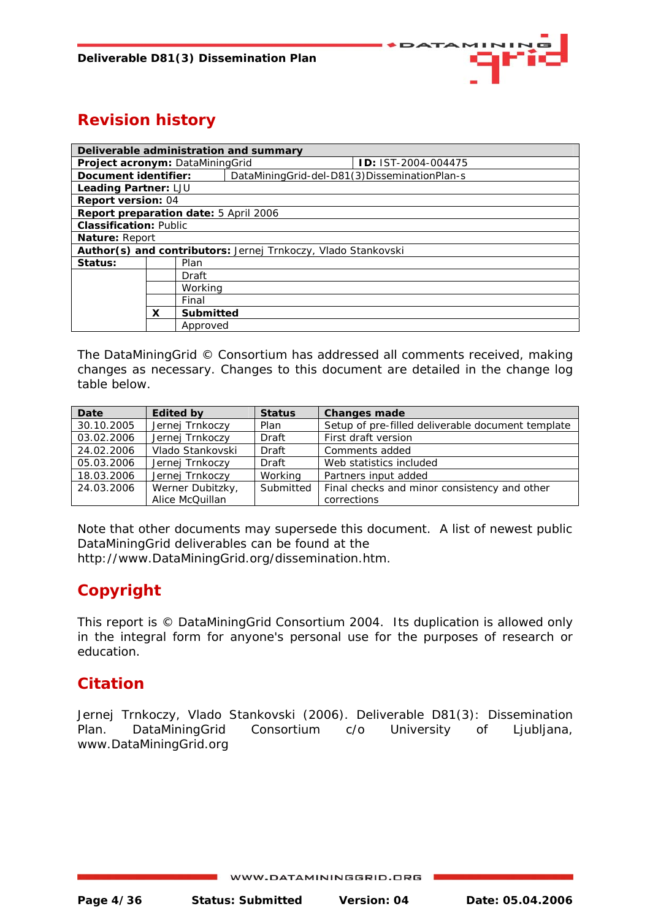# Revision history

| Deliverable administration and summary | | |
|---|---|---|
| **Project acronym:** DataMiningGrid | | **ID:** IST-2004-004475 |
| **Document identifier:** | DataMiningGrid-del-D81(3)DisseminationPlan-s | |
| **Leading Partner:** LJU | | |
| **Report version:** 04 | | |
| **Report preparation date:** 5 April 2006 | | |
| **Classification:** Public | | |
| **Nature:** Report | | |
| **Author(s) and contributors:** Jernej Trnkoczy, Vlado Stankovski | | |
| **Status:** | | Plan |
| | | Draft |
| | | Working |
| | | Final |
| | X | **Submitted** |
| | | Approved |

The DataMiningGrid © Consortium has addressed all comments received, making changes as necessary. Changes to this document are detailed in the change log table below.

| Date | Edited by | Status | Changes made |
|---|---|---|---|
| 30.10.2005 | Jernej Trnkoczy | Plan | Setup of pre-filled deliverable document template |
| 03.02.2006 | Jernej Trnkoczy | Draft | First draft version |
| 24.02.2006 | Vlado Stankovski | Draft | Comments added |
| 05.03.2006 | Jernej Trnkoczy | Draft | Web statistics included |
| 18.03.2006 | Jernej Trnkoczy | Working | Partners input added |
| 24.03.2006 | Werner Dubitzky, Alice McQuillan | Submitted | Final checks and minor consistency and other corrections |

Note that other documents may supersede this document. A list of newest public DataMiningGrid deliverables can be found at the http://www.DataMiningGrid.org/dissemination.htm.

# Copyright

This report is © DataMiningGrid Consortium 2004. Its duplication is allowed only in the integral form for anyone's personal use for the purposes of research or education.

# Citation

Jernej Trnkoczy, Vlado Stankovski (2006). Deliverable D81(3): Dissemination Plan. DataMiningGrid Consortium c/o University of Ljubljana, www.DataMiningGrid.org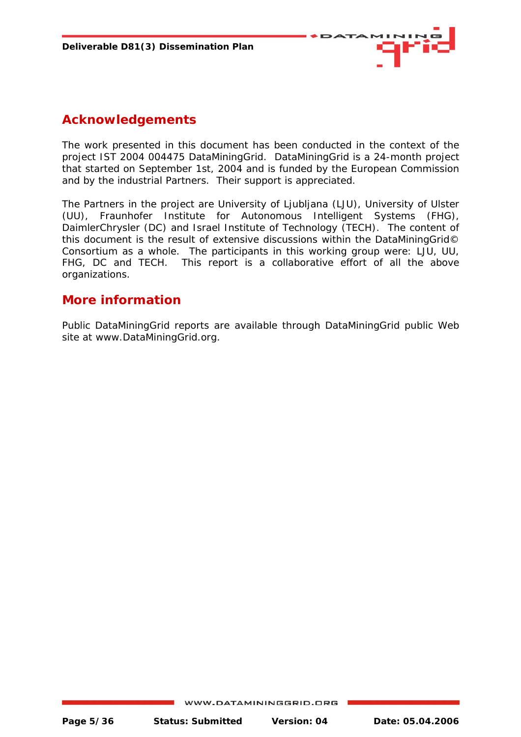## Acknowledgements

The work presented in this document has been conducted in the context of the project IST 2004 004475 DataMiningGrid. DataMiningGrid is a 24-month project that started on September 1st, 2004 and is funded by the European Commission and by the industrial Partners. Their support is appreciated.

The Partners in the project are University of Ljubljana (LJU), University of Ulster (UU), Fraunhofer Institute for Autonomous Intelligent Systems (FHG), DaimlerChrysler (DC) and Israel Institute of Technology (TECH). The content of this document is the result of extensive discussions within the DataMiningGrid© Consortium as a whole. The participants in this working group were: LJU, UU, FHG, DC and TECH. This report is a collaborative effort of all the above organizations.

## More information

Public DataMiningGrid reports are available through DataMiningGrid public Web site at www.DataMiningGrid.org.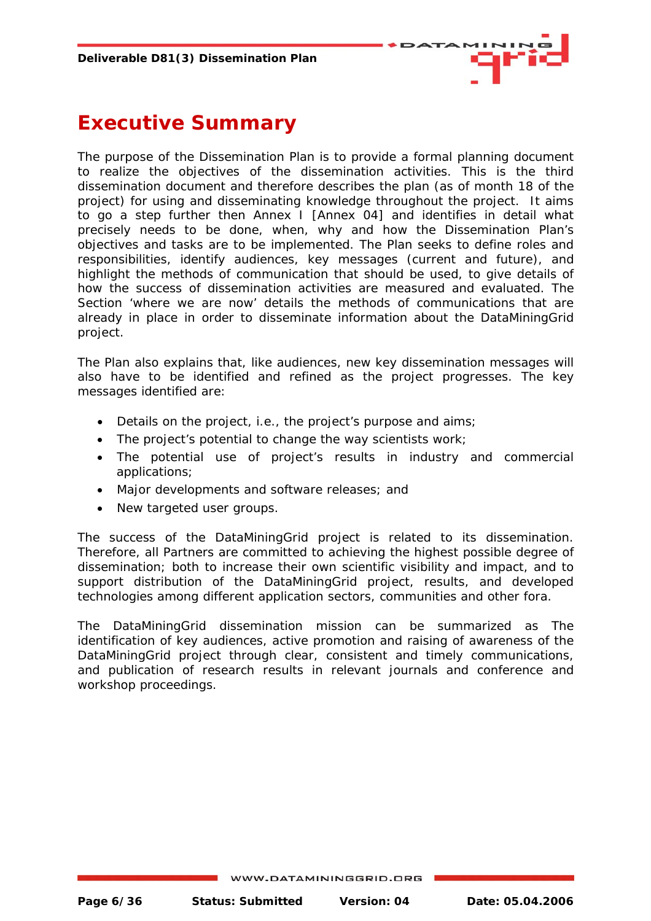# Executive Summary

The purpose of the Dissemination Plan is to provide a formal planning document to realize the objectives of the dissemination activities. This is the third dissemination document and therefore describes the plan (as of month 18 of the project) for using and disseminating knowledge throughout the project. It aims to go a step further then Annex I [Annex 04] and identifies in detail what precisely needs to be done, when, why and how the Dissemination Plan's objectives and tasks are to be implemented. The Plan seeks to define roles and responsibilities, identify audiences, key messages (current and future), and highlight the methods of communication that should be used, to give details of how the success of dissemination activities are measured and evaluated. The Section 'where we are now' details the methods of communications that are already in place in order to disseminate information about the DataMiningGrid project.

The Plan also explains that, like audiences, new key dissemination messages will also have to be identified and refined as the project progresses. The key messages identified are:

- Details on the project, i.e., the project's purpose and aims;
- The project's potential to change the way scientists work;
- The potential use of project's results in industry and commercial applications;
- Major developments and software releases; and
- New targeted user groups.

The success of the DataMiningGrid project is related to its dissemination. Therefore, all Partners are committed to achieving the highest possible degree of dissemination; both to increase their own scientific visibility and impact, and to support distribution of the DataMiningGrid project, results, and developed technologies among different application sectors, communities and other fora.

The DataMiningGrid dissemination mission can be summarized as The identification of key audiences, active promotion and raising of awareness of the DataMiningGrid project through clear, consistent and timely communications, and publication of research results in relevant journals and conference and workshop proceedings.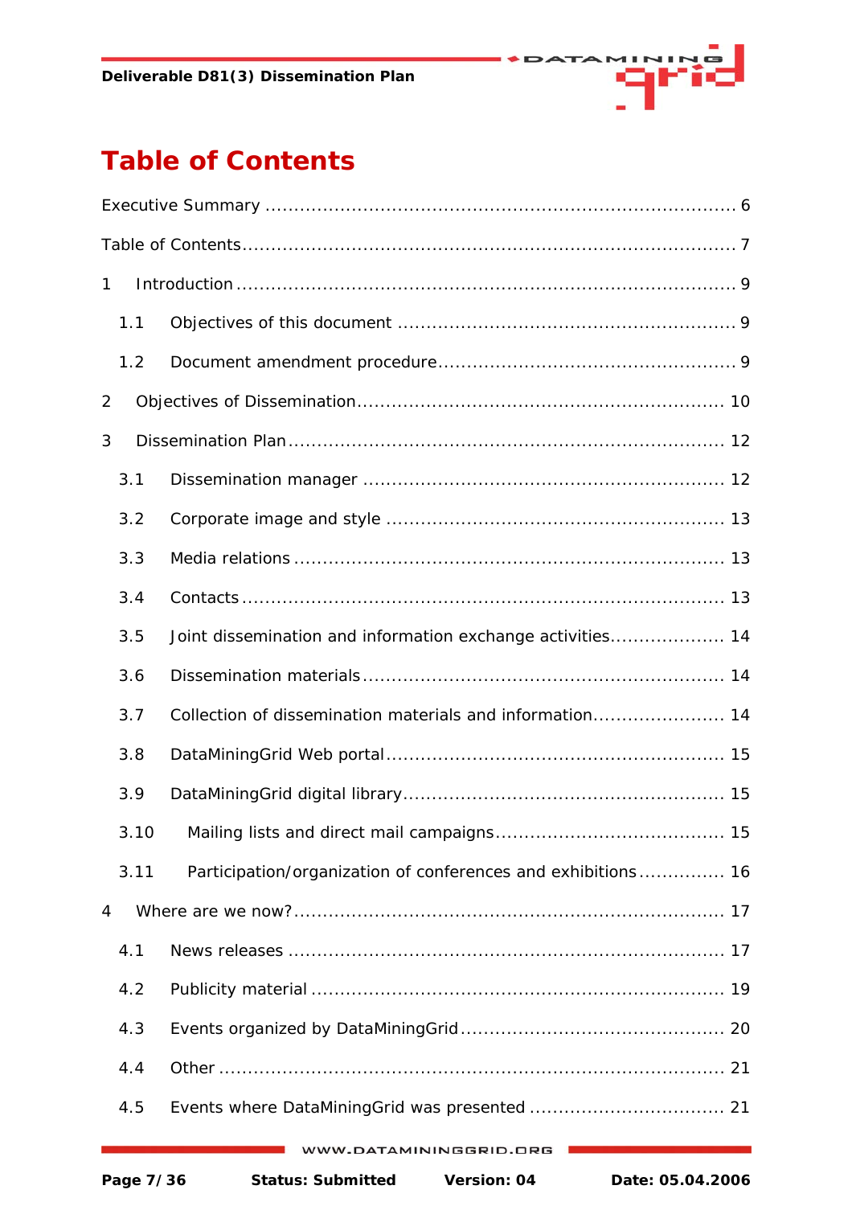# Table of Contents

Executive Summary ........................................................................ 6

Table of Contents ........................................................................ 7

1 Introduction ........................................................................ 9

1.1 Objectives of this document ........................................................................ 9

1.2 Document amendment procedure ........................................................................ 9

2 Objectives of Dissemination ........................................................................ 10

3 Dissemination Plan ........................................................................ 12

3.1 Dissemination manager ........................................................................ 12

3.2 Corporate image and style ........................................................................ 13

3.3 Media relations ........................................................................ 13

3.4 Contacts ........................................................................ 13

3.5 Joint dissemination and information exchange activities ........................................................................ 14

3.6 Dissemination materials ........................................................................ 14

3.7 Collection of dissemination materials and information ........................................................................ 14

3.8 DataMiningGrid Web portal ........................................................................ 15

3.9 DataMiningGrid digital library ........................................................................ 15

3.10 Mailing lists and direct mail campaigns ........................................................................ 15

3.11 Participation/organization of conferences and exhibitions ........................................................................ 16

4 Where are we now? ........................................................................ 17

4.1 News releases ........................................................................ 17

4.2 Publicity material ........................................................................ 19

4.3 Events organized by DataMiningGrid ........................................................................ 20

4.4 Other ........................................................................ 21

4.5 Events where DataMiningGrid was presented ........................................................................ 21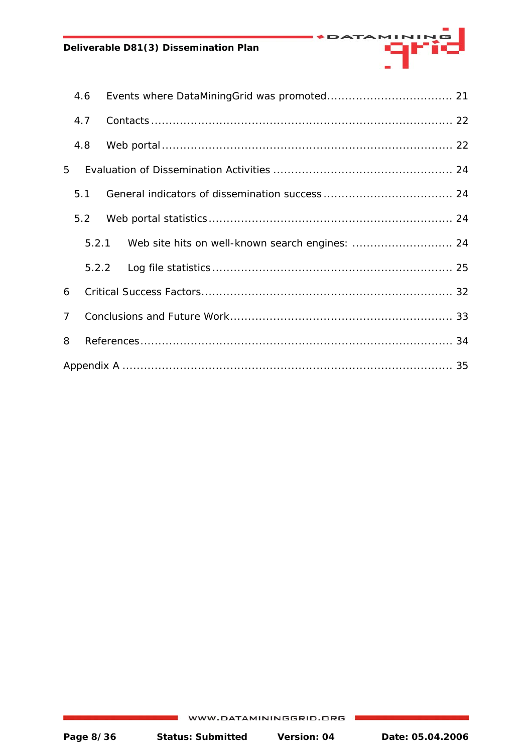4.6 Events where DataMiningGrid was promoted .................................. 21

4.7 Contacts ................................................................................ 22

4.8 Web portal ............................................................................. 22

5 Evaluation of Dissemination Activities ................................................ 24

5.1 General indicators of dissemination success .................................. 24

5.2 Web portal statistics ................................................................. 24

5.2.1 Web site hits on well-known search engines: ........................... 24

5.2.2 Log file statistics ................................................................ 25

6 Critical Success Factors ................................................................... 32

7 Conclusions and Future Work ............................................................ 33

8 References ..................................................................................... 34

Appendix A ....................................................................................... 35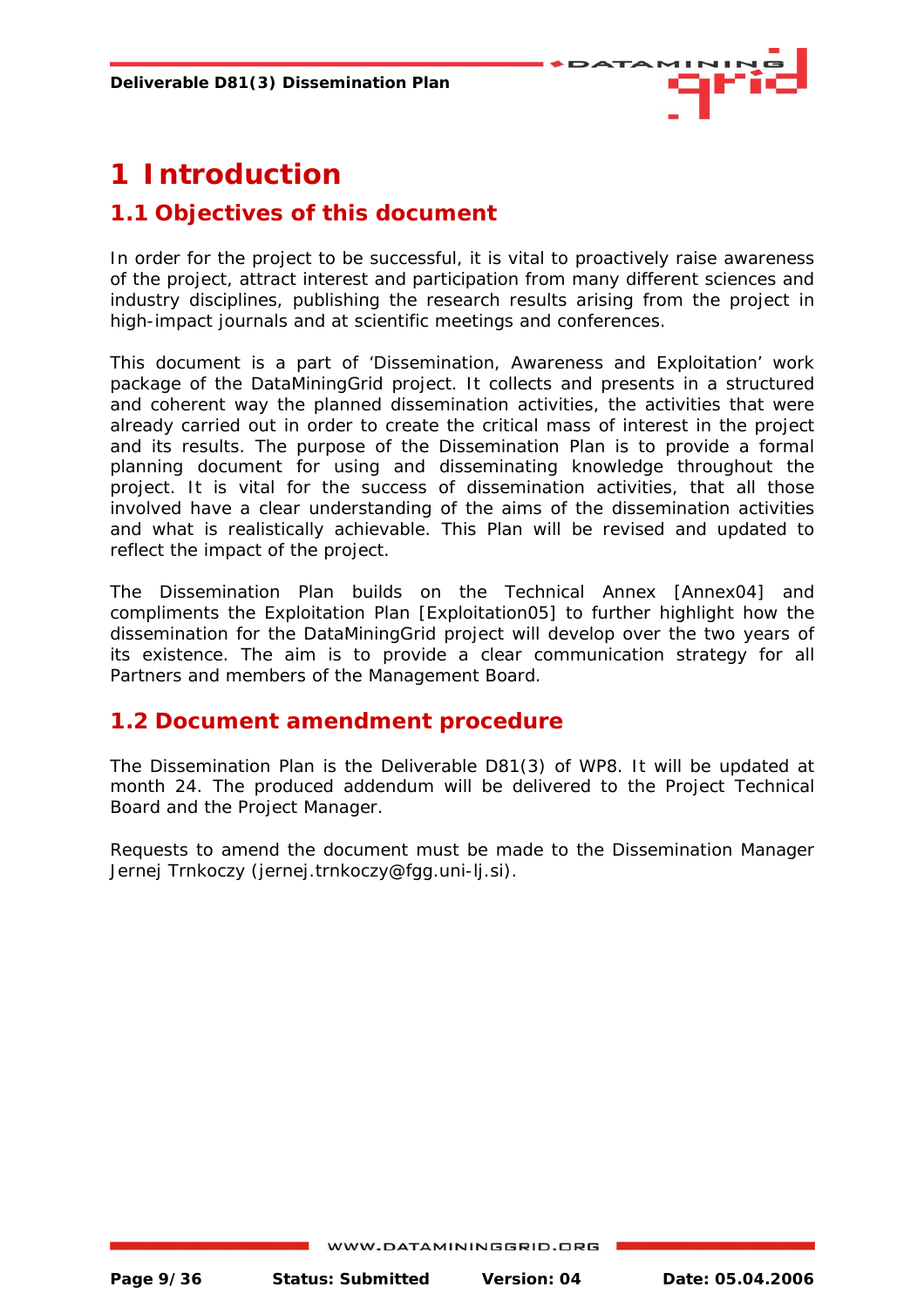# 1 Introduction

## 1.1 Objectives of this document

In order for the project to be successful, it is vital to proactively raise awareness of the project, attract interest and participation from many different sciences and industry disciplines, publishing the research results arising from the project in high-impact journals and at scientific meetings and conferences.

This document is a part of 'Dissemination, Awareness and Exploitation' work package of the DataMiningGrid project. It collects and presents in a structured and coherent way the planned dissemination activities, the activities that were already carried out in order to create the critical mass of interest in the project and its results. The purpose of the Dissemination Plan is to provide a formal planning document for using and disseminating knowledge throughout the project. It is vital for the success of dissemination activities, that all those involved have a clear understanding of the aims of the dissemination activities and what is realistically achievable. This Plan will be revised and updated to reflect the impact of the project.

The Dissemination Plan builds on the Technical Annex [Annex04] and compliments the Exploitation Plan [Exploitation05] to further highlight how the dissemination for the DataMiningGrid project will develop over the two years of its existence. The aim is to provide a clear communication strategy for all Partners and members of the Management Board.

## 1.2 Document amendment procedure

The Dissemination Plan is the Deliverable D81(3) of WP8. It will be updated at month 24. The produced addendum will be delivered to the Project Technical Board and the Project Manager.

Requests to amend the document must be made to the Dissemination Manager Jernej Trnkoczy (jernej.trnkoczy@fgg.uni-lj.si).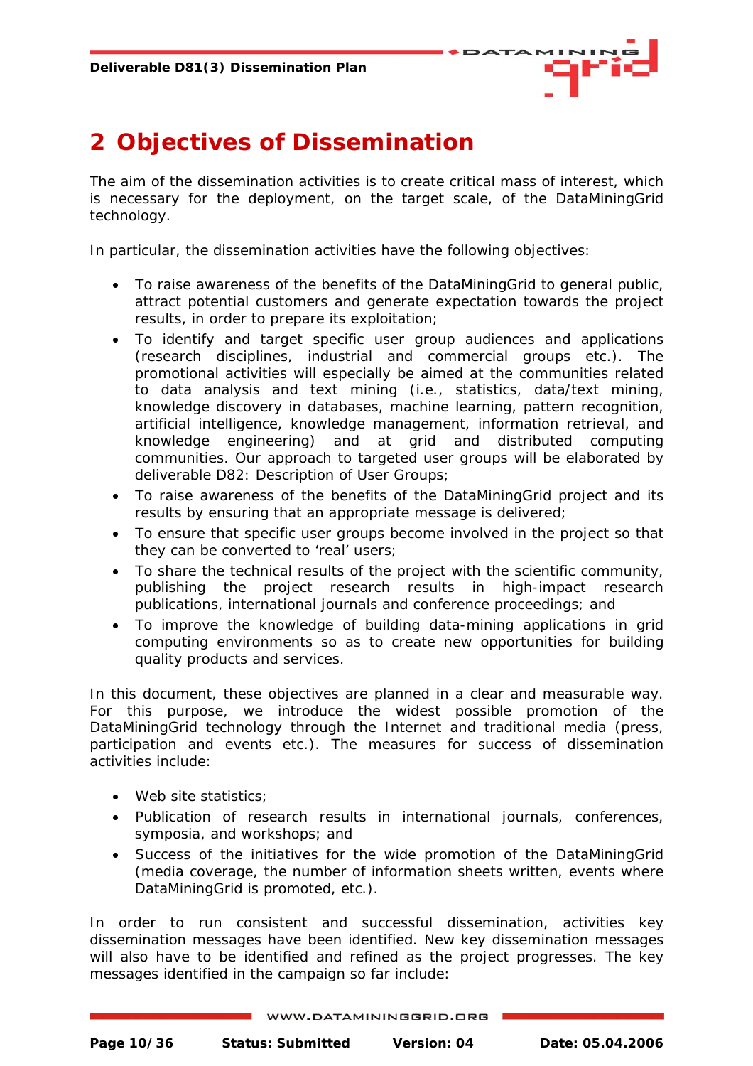# 2 Objectives of Dissemination

The aim of the dissemination activities is to create critical mass of interest, which is necessary for the deployment, on the target scale, of the DataMiningGrid technology.

In particular, the dissemination activities have the following objectives:

- To raise awareness of the benefits of the DataMiningGrid to general public, attract potential customers and generate expectation towards the project results, in order to prepare its exploitation;
- To identify and target specific user group audiences and applications (research disciplines, industrial and commercial groups etc.). The promotional activities will especially be aimed at the communities related to data analysis and text mining (i.e., statistics, data/text mining, knowledge discovery in databases, machine learning, pattern recognition, artificial intelligence, knowledge management, information retrieval, and knowledge engineering) and at grid and distributed computing communities. Our approach to targeted user groups will be elaborated by deliverable D82: Description of User Groups;
- To raise awareness of the benefits of the DataMiningGrid project and its results by ensuring that an appropriate message is delivered;
- To ensure that specific user groups become involved in the project so that they can be converted to 'real' users;
- To share the technical results of the project with the scientific community, publishing the project research results in high-impact research publications, international journals and conference proceedings; and
- To improve the knowledge of building data-mining applications in grid computing environments so as to create new opportunities for building quality products and services.

In this document, these objectives are planned in a clear and measurable way. For this purpose, we introduce the widest possible promotion of the DataMiningGrid technology through the Internet and traditional media (press, participation and events etc.). The measures for success of dissemination activities include:

- Web site statistics;
- Publication of research results in international journals, conferences, symposia, and workshops; and
- Success of the initiatives for the wide promotion of the DataMiningGrid (media coverage, the number of information sheets written, events where DataMiningGrid is promoted, etc.).

In order to run consistent and successful dissemination, activities key dissemination messages have been identified. New key dissemination messages will also have to be identified and refined as the project progresses. The key messages identified in the campaign so far include: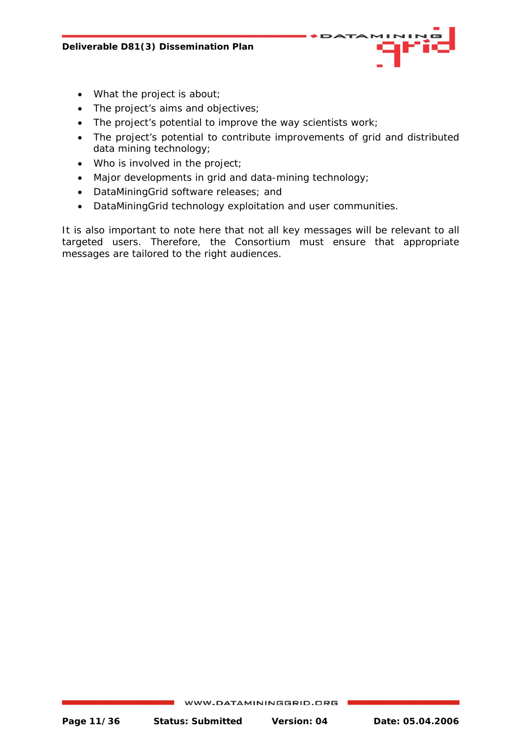- What the project is about;
- The project's aims and objectives;
- The project's potential to improve the way scientists work;
- The project's potential to contribute improvements of grid and distributed data mining technology;
- Who is involved in the project;
- Major developments in grid and data-mining technology;
- DataMiningGrid software releases; and
- DataMiningGrid technology exploitation and user communities.

It is also important to note here that not all key messages will be relevant to all targeted users. Therefore, the Consortium must ensure that appropriate messages are tailored to the right audiences.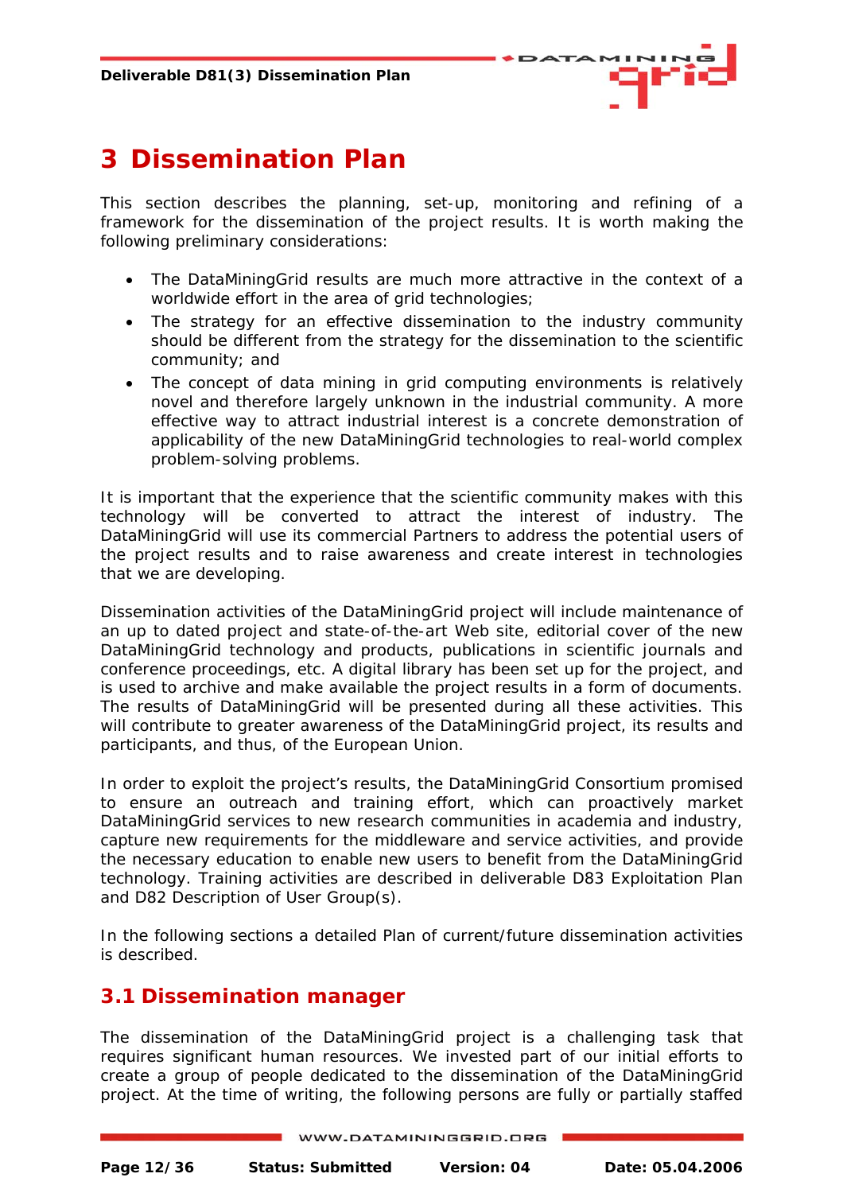# 3 Dissemination Plan

This section describes the planning, set-up, monitoring and refining of a framework for the dissemination of the project results. It is worth making the following preliminary considerations:

- The DataMiningGrid results are much more attractive in the context of a worldwide effort in the area of grid technologies;
- The strategy for an effective dissemination to the industry community should be different from the strategy for the dissemination to the scientific community; and
- The concept of data mining in grid computing environments is relatively novel and therefore largely unknown in the industrial community. A more effective way to attract industrial interest is a concrete demonstration of applicability of the new DataMiningGrid technologies to real-world complex problem-solving problems.

It is important that the experience that the scientific community makes with this technology will be converted to attract the interest of industry. The DataMiningGrid will use its commercial Partners to address the potential users of the project results and to raise awareness and create interest in technologies that we are developing.

Dissemination activities of the DataMiningGrid project will include maintenance of an up to dated project and state-of-the-art Web site, editorial cover of the new DataMiningGrid technology and products, publications in scientific journals and conference proceedings, etc. A digital library has been set up for the project, and is used to archive and make available the project results in a form of documents. The results of DataMiningGrid will be presented during all these activities. This will contribute to greater awareness of the DataMiningGrid project, its results and participants, and thus, of the European Union.

In order to exploit the project's results, the DataMiningGrid Consortium promised to ensure an outreach and training effort, which can proactively market DataMiningGrid services to new research communities in academia and industry, capture new requirements for the middleware and service activities, and provide the necessary education to enable new users to benefit from the DataMiningGrid technology. Training activities are described in deliverable D83 Exploitation Plan and D82 Description of User Group(s).

In the following sections a detailed Plan of current/future dissemination activities is described.

## 3.1 Dissemination manager

The dissemination of the DataMiningGrid project is a challenging task that requires significant human resources. We invested part of our initial efforts to create a group of people dedicated to the dissemination of the DataMiningGrid project. At the time of writing, the following persons are fully or partially staffed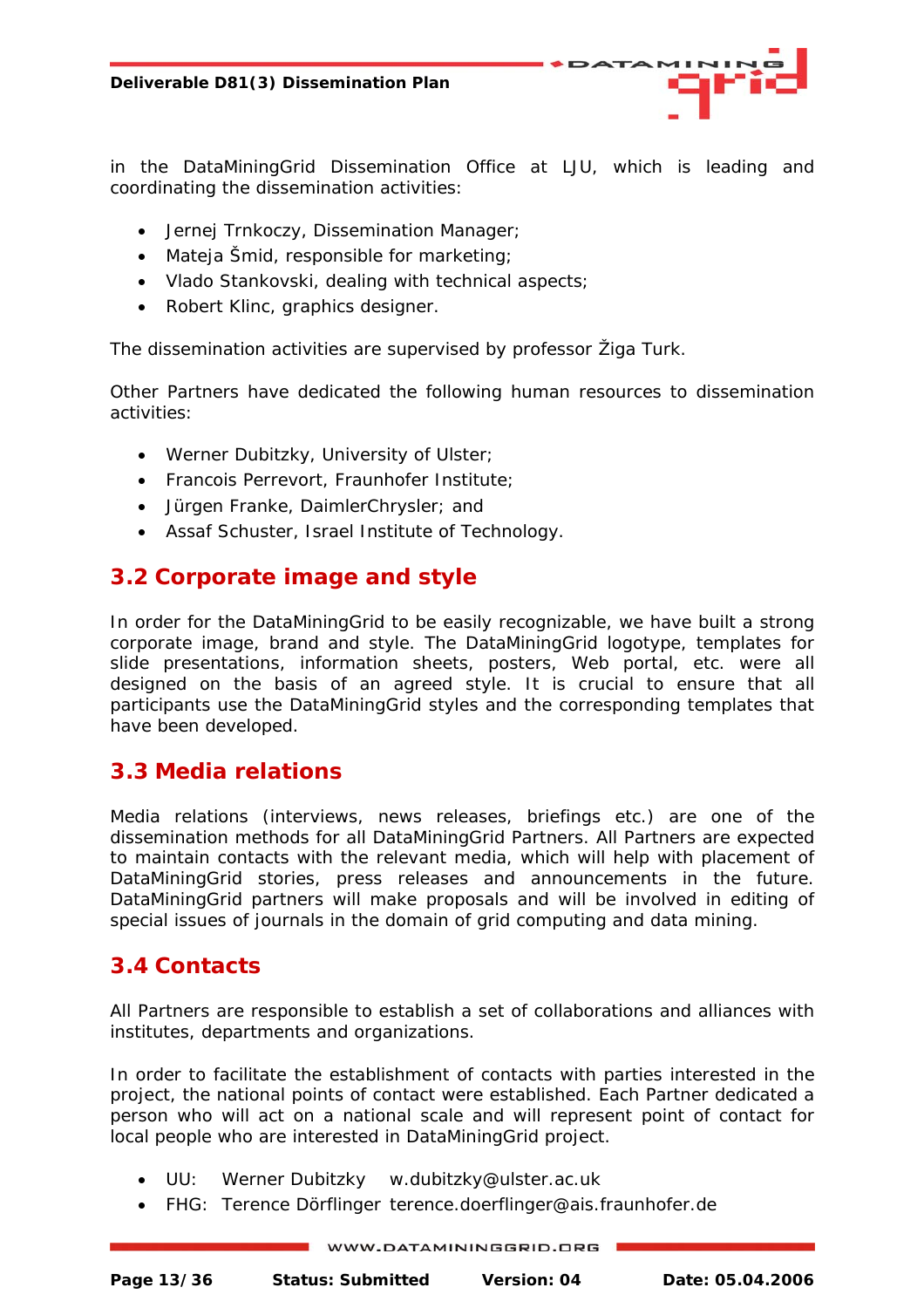in the DataMiningGrid Dissemination Office at LJU, which is leading and coordinating the dissemination activities:

- Jernej Trnkoczy, Dissemination Manager;
- Mateja Šmid, responsible for marketing;
- Vlado Stankovski, dealing with technical aspects;
- Robert Klinc, graphics designer.

The dissemination activities are supervised by professor Žiga Turk.

Other Partners have dedicated the following human resources to dissemination activities:

- Werner Dubitzky, University of Ulster;
- Francois Perrevort, Fraunhofer Institute;
- Jürgen Franke, DaimlerChrysler; and
- Assaf Schuster, Israel Institute of Technology.

## 3.2 Corporate image and style

In order for the DataMiningGrid to be easily recognizable, we have built a strong corporate image, brand and style. The DataMiningGrid logotype, templates for slide presentations, information sheets, posters, Web portal, etc. were all designed on the basis of an agreed style. It is crucial to ensure that all participants use the DataMiningGrid styles and the corresponding templates that have been developed.

## 3.3 Media relations

Media relations (interviews, news releases, briefings etc.) are one of the dissemination methods for all DataMiningGrid Partners. All Partners are expected to maintain contacts with the relevant media, which will help with placement of DataMiningGrid stories, press releases and announcements in the future. DataMiningGrid partners will make proposals and will be involved in editing of special issues of journals in the domain of grid computing and data mining.

## 3.4 Contacts

All Partners are responsible to establish a set of collaborations and alliances with institutes, departments and organizations.

In order to facilitate the establishment of contacts with parties interested in the project, the national points of contact were established. Each Partner dedicated a person who will act on a national scale and will represent point of contact for local people who are interested in DataMiningGrid project.

- UU: Werner Dubitzky w.dubitzky@ulster.ac.uk
- FHG: Terence Dörflinger terence.doerflinger@ais.fraunhofer.de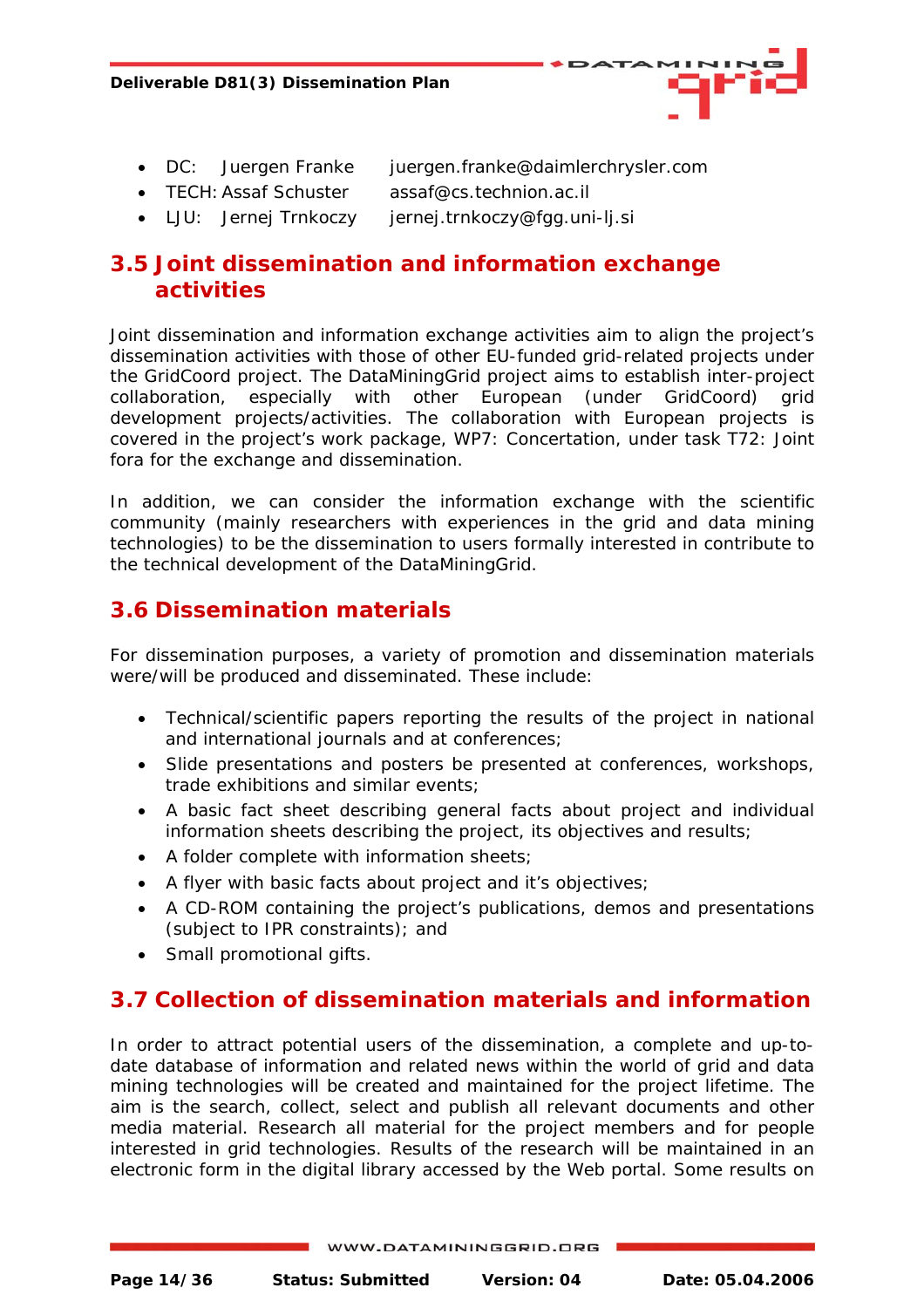- DC: Juergen Franke juergen.franke@daimlerchrysler.com
- TECH: Assaf Schuster assaf@cs.technion.ac.il
- LJU: Jernej Trnkoczy jernej.trnkoczy@fgg.uni-lj.si

## 3.5 Joint dissemination and information exchange activities

Joint dissemination and information exchange activities aim to align the project's dissemination activities with those of other EU-funded grid-related projects under the GridCoord project. The DataMiningGrid project aims to establish inter-project collaboration, especially with other European (under GridCoord) grid development projects/activities. The collaboration with European projects is covered in the project's work package, WP7: Concertation, under task T72: Joint fora for the exchange and dissemination.

In addition, we can consider the information exchange with the scientific community (mainly researchers with experiences in the grid and data mining technologies) to be the dissemination to users formally interested in contribute to the technical development of the DataMiningGrid.

## 3.6 Dissemination materials

For dissemination purposes, a variety of promotion and dissemination materials were/will be produced and disseminated. These include:

- Technical/scientific papers reporting the results of the project in national and international journals and at conferences;
- Slide presentations and posters be presented at conferences, workshops, trade exhibitions and similar events;
- A basic fact sheet describing general facts about project and individual information sheets describing the project, its objectives and results;
- A folder complete with information sheets;
- A flyer with basic facts about project and it's objectives;
- A CD-ROM containing the project's publications, demos and presentations (subject to IPR constraints); and
- Small promotional gifts.

## 3.7 Collection of dissemination materials and information

In order to attract potential users of the dissemination, a complete and up-to-date database of information and related news within the world of grid and data mining technologies will be created and maintained for the project lifetime. The aim is the search, collect, select and publish all relevant documents and other media material. Research all material for the project members and for people interested in grid technologies. Results of the research will be maintained in an electronic form in the digital library accessed by the Web portal. Some results on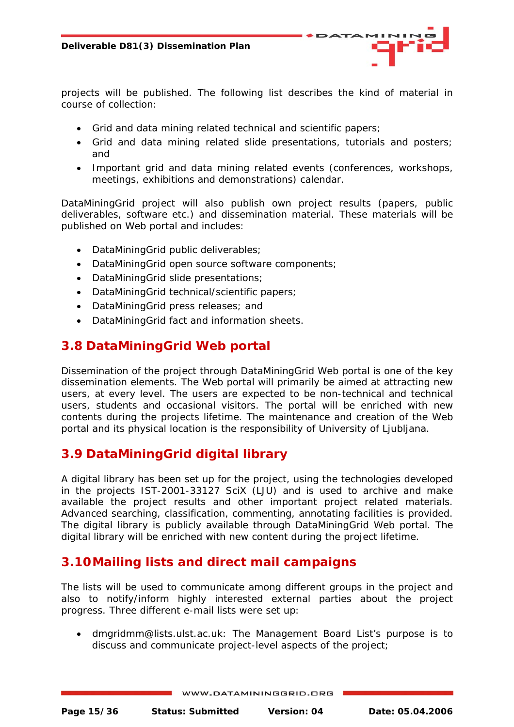projects will be published. The following list describes the kind of material in course of collection:

- Grid and data mining related technical and scientific papers;
- Grid and data mining related slide presentations, tutorials and posters; and
- Important grid and data mining related events (conferences, workshops, meetings, exhibitions and demonstrations) calendar.

DataMiningGrid project will also publish own project results (papers, public deliverables, software etc.) and dissemination material. These materials will be published on Web portal and includes:

- DataMiningGrid public deliverables;
- DataMiningGrid open source software components;
- DataMiningGrid slide presentations;
- DataMiningGrid technical/scientific papers;
- DataMiningGrid press releases; and
- DataMiningGrid fact and information sheets.

## 3.8 DataMiningGrid Web portal

Dissemination of the project through DataMiningGrid Web portal is one of the key dissemination elements. The Web portal will primarily be aimed at attracting new users, at every level. The users are expected to be non-technical and technical users, students and occasional visitors. The portal will be enriched with new contents during the projects lifetime. The maintenance and creation of the Web portal and its physical location is the responsibility of University of Ljubljana.

## 3.9 DataMiningGrid digital library

A digital library has been set up for the project, using the technologies developed in the projects IST-2001-33127 SciX (LJU) and is used to archive and make available the project results and other important project related materials. Advanced searching, classification, commenting, annotating facilities is provided. The digital library is publicly available through DataMiningGrid Web portal. The digital library will be enriched with new content during the project lifetime.

## 3.10 Mailing lists and direct mail campaigns

The lists will be used to communicate among different groups in the project and also to notify/inform highly interested external parties about the project progress. Three different e-mail lists were set up:

- dmgridmm@lists.ulst.ac.uk: The Management Board List's purpose is to discuss and communicate project-level aspects of the project;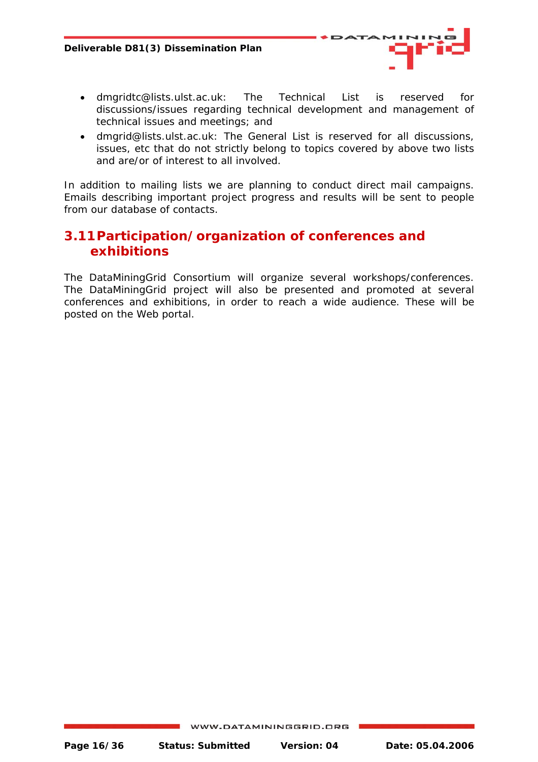- dmgridtc@lists.ulst.ac.uk: The Technical List is reserved for discussions/issues regarding technical development and management of technical issues and meetings; and
- dmgrid@lists.ulst.ac.uk: The General List is reserved for all discussions, issues, etc that do not strictly belong to topics covered by above two lists and are/or of interest to all involved.

In addition to mailing lists we are planning to conduct direct mail campaigns. Emails describing important project progress and results will be sent to people from our database of contacts.

## 3.11 Participation/organization of conferences and exhibitions

The DataMiningGrid Consortium will organize several workshops/conferences. The DataMiningGrid project will also be presented and promoted at several conferences and exhibitions, in order to reach a wide audience. These will be posted on the Web portal.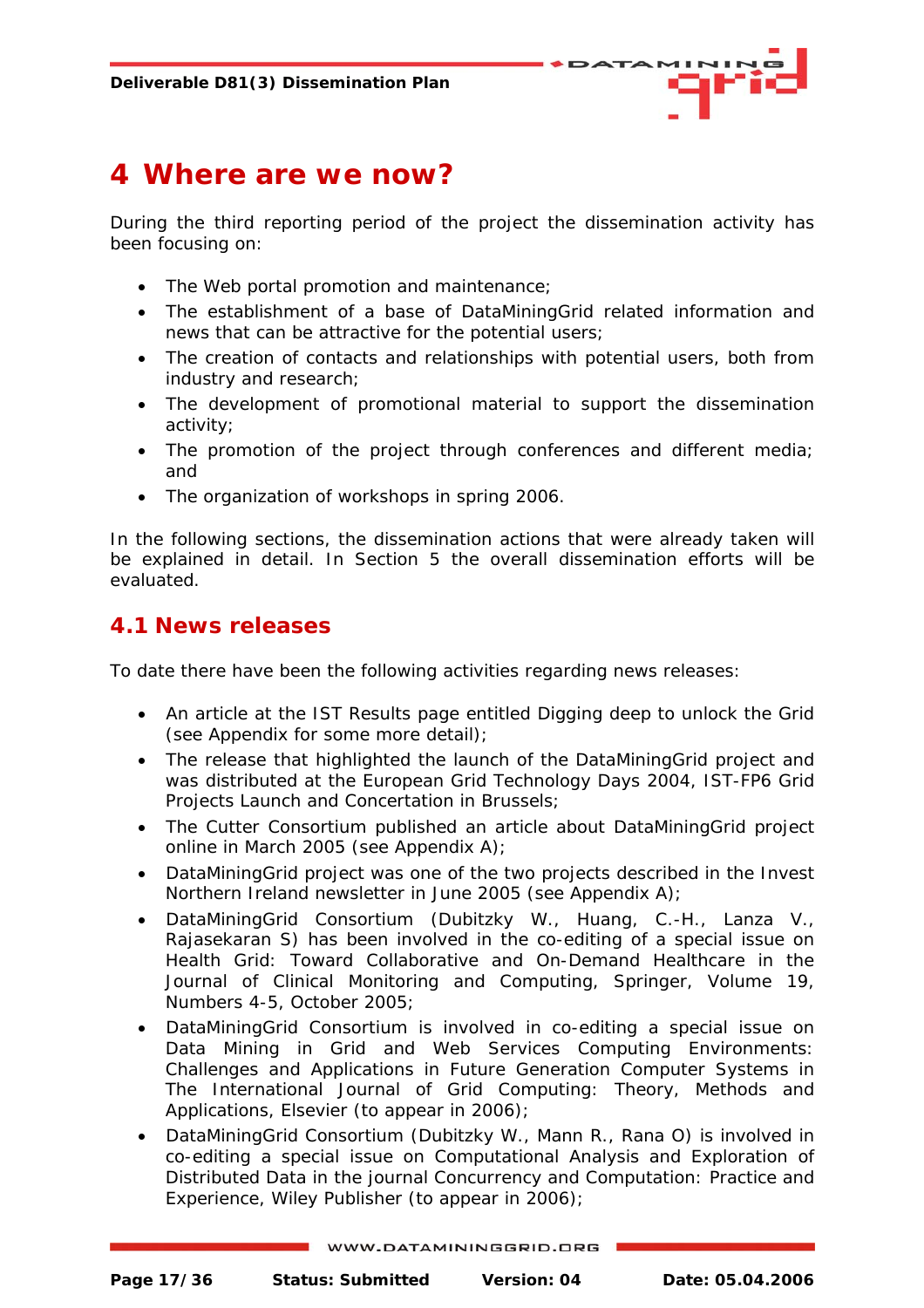# 4 Where are we now?

During the third reporting period of the project the dissemination activity has been focusing on:

- The Web portal promotion and maintenance;
- The establishment of a base of DataMiningGrid related information and news that can be attractive for the potential users;
- The creation of contacts and relationships with potential users, both from industry and research;
- The development of promotional material to support the dissemination activity;
- The promotion of the project through conferences and different media; and
- The organization of workshops in spring 2006.

In the following sections, the dissemination actions that were already taken will be explained in detail. In Section 5 the overall dissemination efforts will be evaluated.

## 4.1 News releases

To date there have been the following activities regarding news releases:

- An article at the IST Results page entitled Digging deep to unlock the Grid (see Appendix for some more detail);
- The release that highlighted the launch of the DataMiningGrid project and was distributed at the European Grid Technology Days 2004, IST-FP6 Grid Projects Launch and Concertation in Brussels;
- The Cutter Consortium published an article about DataMiningGrid project online in March 2005 (see Appendix A);
- DataMiningGrid project was one of the two projects described in the Invest Northern Ireland newsletter in June 2005 (see Appendix A);
- DataMiningGrid Consortium (Dubitzky W., Huang, C.-H., Lanza V., Rajasekaran S) has been involved in the co-editing of a special issue on Health Grid: Toward Collaborative and On-Demand Healthcare in the Journal of Clinical Monitoring and Computing, Springer, Volume 19, Numbers 4-5, October 2005;
- DataMiningGrid Consortium is involved in co-editing a special issue on Data Mining in Grid and Web Services Computing Environments: Challenges and Applications in Future Generation Computer Systems in The International Journal of Grid Computing: Theory, Methods and Applications, Elsevier (to appear in 2006);
- DataMiningGrid Consortium (Dubitzky W., Mann R., Rana O) is involved in co-editing a special issue on Computational Analysis and Exploration of Distributed Data in the journal Concurrency and Computation: Practice and Experience, Wiley Publisher (to appear in 2006);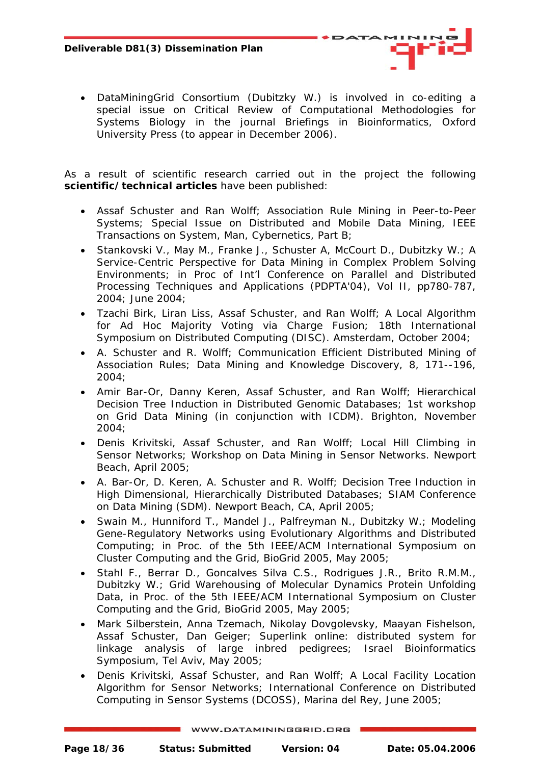- DataMiningGrid Consortium (Dubitzky W.) is involved in co-editing a special issue on Critical Review of Computational Methodologies for Systems Biology in the journal Briefings in Bioinformatics, Oxford University Press (to appear in December 2006).

As a result of scientific research carried out in the project the following **scientific/technical articles** have been published:

- Assaf Schuster and Ran Wolff; Association Rule Mining in Peer-to-Peer Systems; Special Issue on Distributed and Mobile Data Mining, IEEE Transactions on System, Man, Cybernetics, Part B;
- Stankovski V., May M., Franke J., Schuster A, McCourt D., Dubitzky W.; A Service-Centric Perspective for Data Mining in Complex Problem Solving Environments; in Proc of Int'l Conference on Parallel and Distributed Processing Techniques and Applications (PDPTA'04), Vol II, pp780-787, 2004; June 2004;
- Tzachi Birk, Liran Liss, Assaf Schuster, and Ran Wolff; A Local Algorithm for Ad Hoc Majority Voting via Charge Fusion; 18th International Symposium on Distributed Computing (DISC). Amsterdam, October 2004;
- A. Schuster and R. Wolff; Communication Efficient Distributed Mining of Association Rules; Data Mining and Knowledge Discovery, 8, 171--196, 2004;
- Amir Bar-Or, Danny Keren, Assaf Schuster, and Ran Wolff; Hierarchical Decision Tree Induction in Distributed Genomic Databases; 1st workshop on Grid Data Mining (in conjunction with ICDM). Brighton, November 2004;
- Denis Krivitski, Assaf Schuster, and Ran Wolff; Local Hill Climbing in Sensor Networks; Workshop on Data Mining in Sensor Networks. Newport Beach, April 2005;
- A. Bar-Or, D. Keren, A. Schuster and R. Wolff; Decision Tree Induction in High Dimensional, Hierarchically Distributed Databases; SIAM Conference on Data Mining (SDM). Newport Beach, CA, April 2005;
- Swain M., Hunniford T., Mandel J., Palfreyman N., Dubitzky W.; Modeling Gene-Regulatory Networks using Evolutionary Algorithms and Distributed Computing; in Proc. of the 5th IEEE/ACM International Symposium on Cluster Computing and the Grid, BioGrid 2005, May 2005;
- Stahl F., Berrar D., Goncalves Silva C.S., Rodrigues J.R., Brito R.M.M., Dubitzky W.; Grid Warehousing of Molecular Dynamics Protein Unfolding Data, in Proc. of the 5th IEEE/ACM International Symposium on Cluster Computing and the Grid, BioGrid 2005, May 2005;
- Mark Silberstein, Anna Tzemach, Nikolay Dovgolevsky, Maayan Fishelson, Assaf Schuster, Dan Geiger; Superlink online: distributed system for linkage analysis of large inbred pedigrees; Israel Bioinformatics Symposium, Tel Aviv, May 2005;
- Denis Krivitski, Assaf Schuster, and Ran Wolff; A Local Facility Location Algorithm for Sensor Networks; International Conference on Distributed Computing in Sensor Systems (DCOSS), Marina del Rey, June 2005;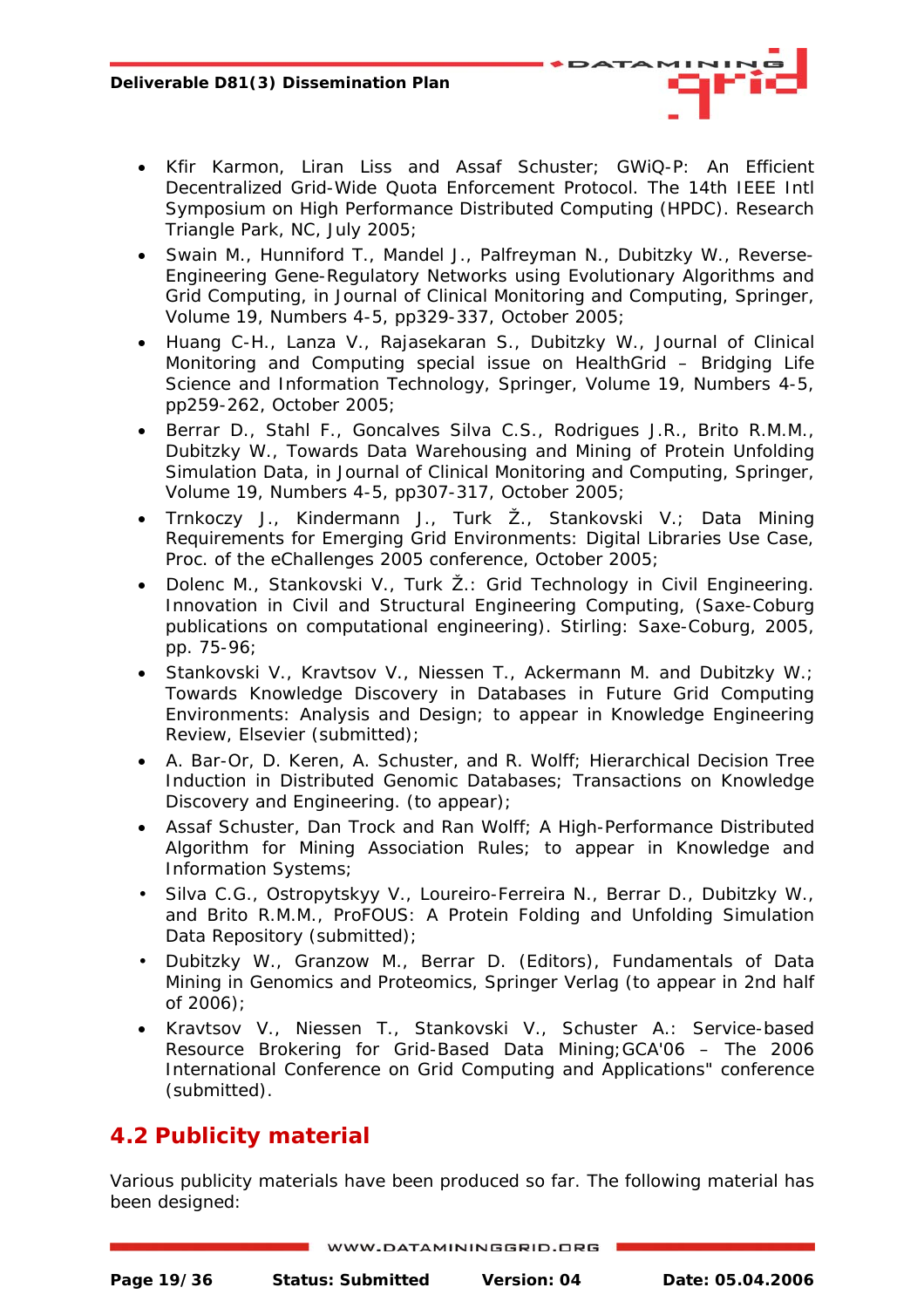- Kfir Karmon, Liran Liss and Assaf Schuster; GWiQ-P: An Efficient Decentralized Grid-Wide Quota Enforcement Protocol. The 14th IEEE Intl Symposium on High Performance Distributed Computing (HPDC). Research Triangle Park, NC, July 2005;
- Swain M., Hunniford T., Mandel J., Palfreyman N., Dubitzky W., Reverse-Engineering Gene-Regulatory Networks using Evolutionary Algorithms and Grid Computing, in Journal of Clinical Monitoring and Computing, Springer, Volume 19, Numbers 4-5, pp329-337, October 2005;
- Huang C-H., Lanza V., Rajasekaran S., Dubitzky W., Journal of Clinical Monitoring and Computing special issue on HealthGrid – Bridging Life Science and Information Technology, Springer, Volume 19, Numbers 4-5, pp259-262, October 2005;
- Berrar D., Stahl F., Goncalves Silva C.S., Rodrigues J.R., Brito R.M.M., Dubitzky W., Towards Data Warehousing and Mining of Protein Unfolding Simulation Data, in Journal of Clinical Monitoring and Computing, Springer, Volume 19, Numbers 4-5, pp307-317, October 2005;
- Trnkoczy J., Kindermann J., Turk Ž., Stankovski V.; Data Mining Requirements for Emerging Grid Environments: Digital Libraries Use Case, Proc. of the eChallenges 2005 conference, October 2005;
- Dolenc M., Stankovski V., Turk Ž.: Grid Technology in Civil Engineering. Innovation in Civil and Structural Engineering Computing, (Saxe-Coburg publications on computational engineering). Stirling: Saxe-Coburg, 2005, pp. 75-96;
- Stankovski V., Kravtsov V., Niessen T., Ackermann M. and Dubitzky W.; Towards Knowledge Discovery in Databases in Future Grid Computing Environments: Analysis and Design; to appear in Knowledge Engineering Review, Elsevier (submitted);
- A. Bar-Or, D. Keren, A. Schuster, and R. Wolff; Hierarchical Decision Tree Induction in Distributed Genomic Databases; Transactions on Knowledge Discovery and Engineering. (to appear);
- Assaf Schuster, Dan Trock and Ran Wolff; A High-Performance Distributed Algorithm for Mining Association Rules; to appear in Knowledge and Information Systems;
- Silva C.G., Ostropytskyy V., Loureiro-Ferreira N., Berrar D., Dubitzky W., and Brito R.M.M., ProFOUS: A Protein Folding and Unfolding Simulation Data Repository (submitted);
- Dubitzky W., Granzow M., Berrar D. (Editors), Fundamentals of Data Mining in Genomics and Proteomics, Springer Verlag (to appear in 2nd half of 2006);
- Kravtsov V., Niessen T., Stankovski V., Schuster A.: Service-based Resource Brokering for Grid-Based Data Mining;GCA'06 – The 2006 International Conference on Grid Computing and Applications" conference (submitted).

## 4.2 Publicity material

Various publicity materials have been produced so far. The following material has been designed: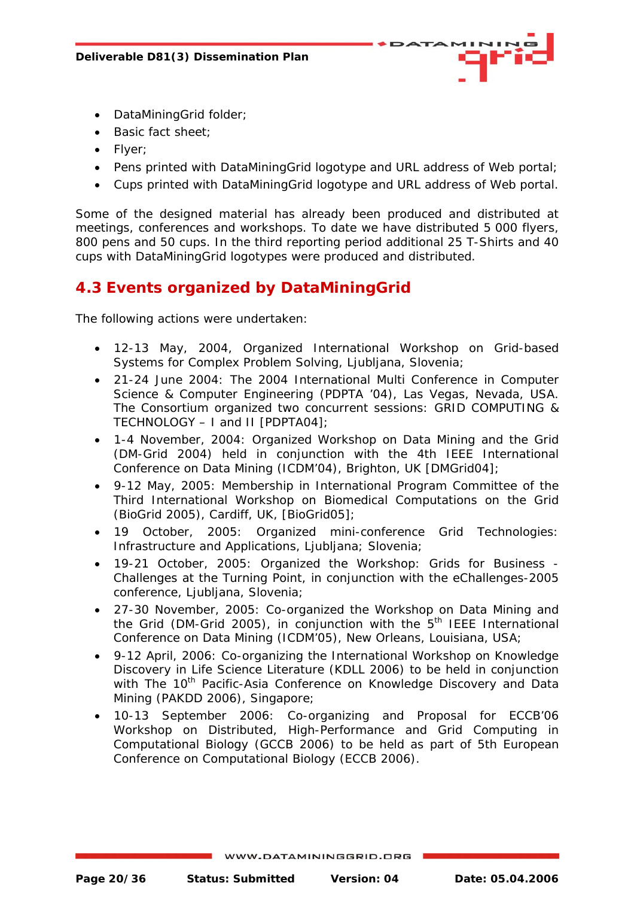- DataMiningGrid folder;
- Basic fact sheet;
- Flyer;
- Pens printed with DataMiningGrid logotype and URL address of Web portal;
- Cups printed with DataMiningGrid logotype and URL address of Web portal.

Some of the designed material has already been produced and distributed at meetings, conferences and workshops. To date we have distributed 5 000 flyers, 800 pens and 50 cups. In the third reporting period additional 25 T-Shirts and 40 cups with DataMiningGrid logotypes were produced and distributed.

## 4.3 Events organized by DataMiningGrid

The following actions were undertaken:

- 12-13 May, 2004, Organized International Workshop on Grid-based Systems for Complex Problem Solving, Ljubljana, Slovenia;
- 21-24 June 2004: The 2004 International Multi Conference in Computer Science & Computer Engineering (PDPTA '04), Las Vegas, Nevada, USA. The Consortium organized two concurrent sessions: GRID COMPUTING & TECHNOLOGY – I and II [PDPTA04];
- 1-4 November, 2004: Organized Workshop on Data Mining and the Grid (DM-Grid 2004) held in conjunction with the 4th IEEE International Conference on Data Mining (ICDM'04), Brighton, UK [DMGrid04];
- 9-12 May, 2005: Membership in International Program Committee of the Third International Workshop on Biomedical Computations on the Grid (BioGrid 2005), Cardiff, UK, [BioGrid05];
- 19 October, 2005: Organized mini-conference Grid Technologies: Infrastructure and Applications, Ljubljana; Slovenia;
- 19-21 October, 2005: Organized the Workshop: Grids for Business - Challenges at the Turning Point, in conjunction with the eChallenges-2005 conference, Ljubljana, Slovenia;
- 27-30 November, 2005: Co-organized the Workshop on Data Mining and the Grid (DM-Grid 2005), in conjunction with the 5th IEEE International Conference on Data Mining (ICDM'05), New Orleans, Louisiana, USA;
- 9-12 April, 2006: Co-organizing the International Workshop on Knowledge Discovery in Life Science Literature (KDLL 2006) to be held in conjunction with The 10th Pacific-Asia Conference on Knowledge Discovery and Data Mining (PAKDD 2006), Singapore;
- 10-13 September 2006: Co-organizing and Proposal for ECCB'06 Workshop on Distributed, High-Performance and Grid Computing in Computational Biology (GCCB 2006) to be held as part of 5th European Conference on Computational Biology (ECCB 2006).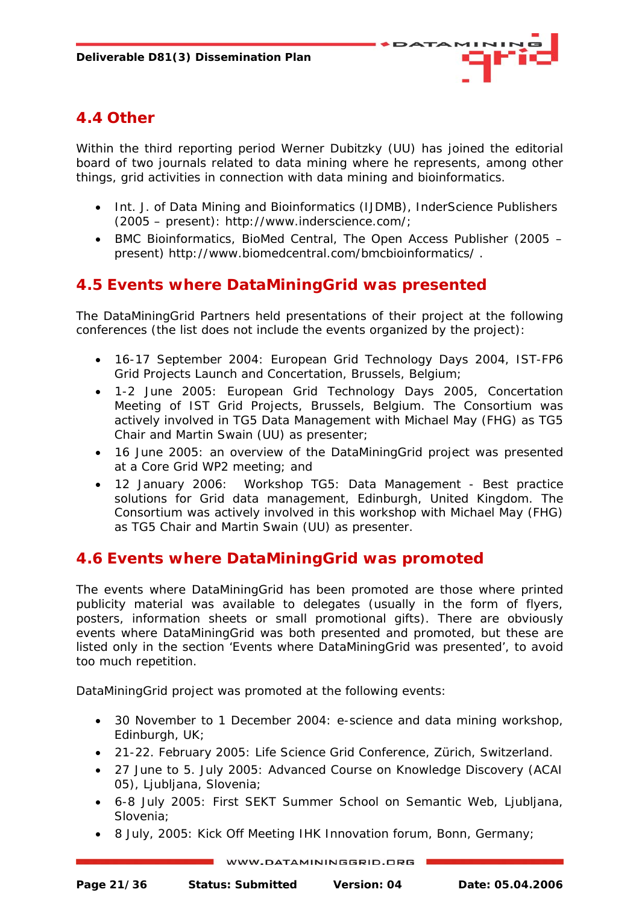## 4.4 Other

Within the third reporting period Werner Dubitzky (UU) has joined the editorial board of two journals related to data mining where he represents, among other things, grid activities in connection with data mining and bioinformatics.

- Int. J. of Data Mining and Bioinformatics (IJDMB), InderScience Publishers (2005 – present): http://www.inderscience.com/;
- BMC Bioinformatics, BioMed Central, The Open Access Publisher (2005 – present) http://www.biomedcentral.com/bmcbioinformatics/ .

## 4.5 Events where DataMiningGrid was presented

The DataMiningGrid Partners held presentations of their project at the following conferences (the list does not include the events organized by the project):

- 16-17 September 2004: European Grid Technology Days 2004, IST-FP6 Grid Projects Launch and Concertation, Brussels, Belgium;
- 1-2 June 2005: European Grid Technology Days 2005, Concertation Meeting of IST Grid Projects, Brussels, Belgium. The Consortium was actively involved in TG5 Data Management with Michael May (FHG) as TG5 Chair and Martin Swain (UU) as presenter;
- 16 June 2005: an overview of the DataMiningGrid project was presented at a Core Grid WP2 meeting; and
- 12 January 2006: Workshop TG5: Data Management - Best practice solutions for Grid data management, Edinburgh, United Kingdom. The Consortium was actively involved in this workshop with Michael May (FHG) as TG5 Chair and Martin Swain (UU) as presenter.

## 4.6 Events where DataMiningGrid was promoted

The events where DataMiningGrid has been promoted are those where printed publicity material was available to delegates (usually in the form of flyers, posters, information sheets or small promotional gifts). There are obviously events where DataMiningGrid was both presented and promoted, but these are listed only in the section 'Events where DataMiningGrid was presented', to avoid too much repetition.

DataMiningGrid project was promoted at the following events:

- 30 November to 1 December 2004: e-science and data mining workshop, Edinburgh, UK;
- 21-22. February 2005: Life Science Grid Conference, Zürich, Switzerland.
- 27 June to 5. July 2005: Advanced Course on Knowledge Discovery (ACAI 05), Ljubljana, Slovenia;
- 6-8 July 2005: First SEKT Summer School on Semantic Web, Ljubljana, Slovenia;
- 8 July, 2005: Kick Off Meeting IHK Innovation forum, Bonn, Germany;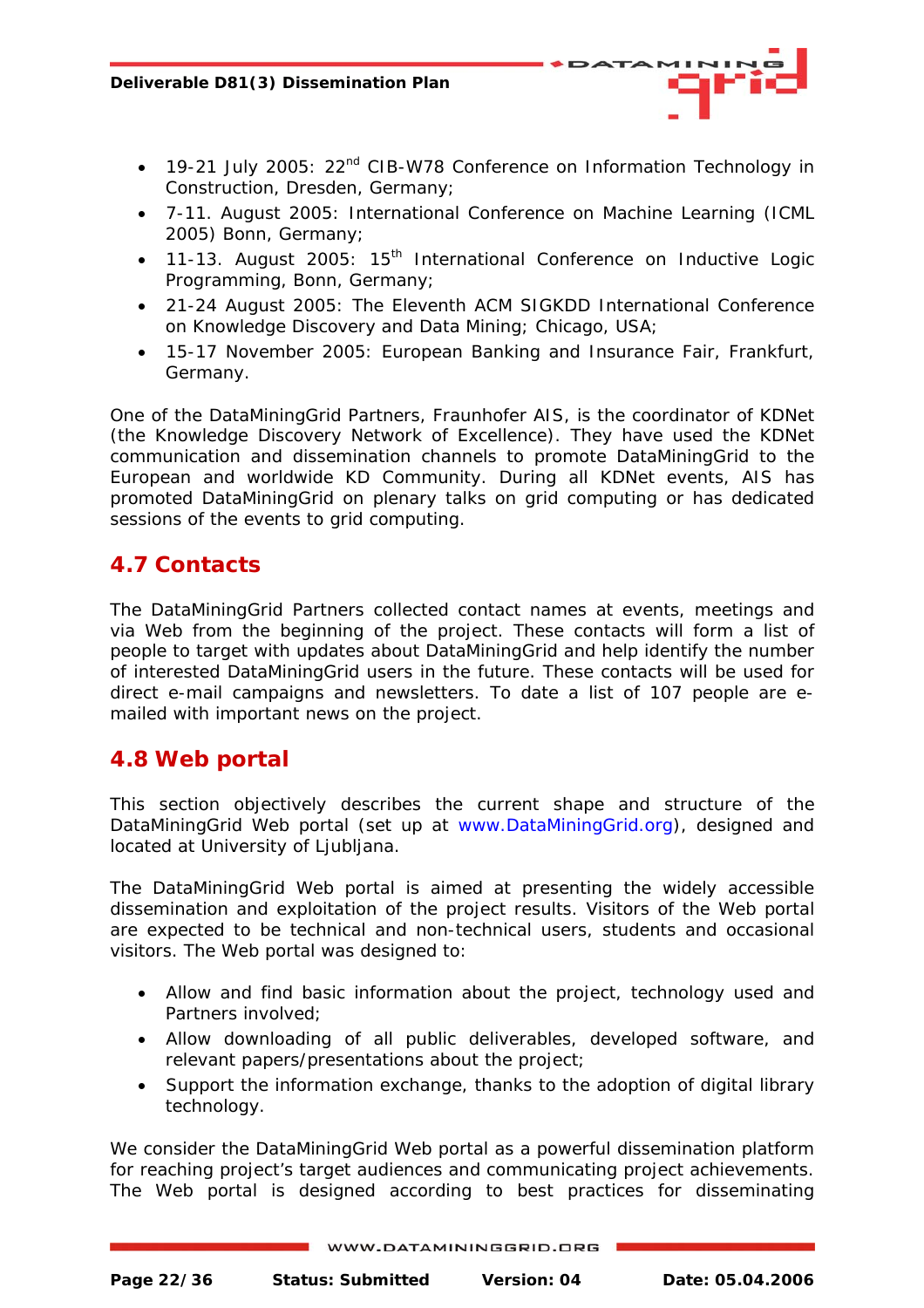- 19-21 July 2005: 22nd CIB-W78 Conference on Information Technology in Construction, Dresden, Germany;
- 7-11. August 2005: International Conference on Machine Learning (ICML 2005) Bonn, Germany;
- 11-13. August 2005: 15th International Conference on Inductive Logic Programming, Bonn, Germany;
- 21-24 August 2005: The Eleventh ACM SIGKDD International Conference on Knowledge Discovery and Data Mining; Chicago, USA;
- 15-17 November 2005: European Banking and Insurance Fair, Frankfurt, Germany.

One of the DataMiningGrid Partners, Fraunhofer AIS, is the coordinator of KDNet (the Knowledge Discovery Network of Excellence). They have used the KDNet communication and dissemination channels to promote DataMiningGrid to the European and worldwide KD Community. During all KDNet events, AIS has promoted DataMiningGrid on plenary talks on grid computing or has dedicated sessions of the events to grid computing.

## 4.7 Contacts

The DataMiningGrid Partners collected contact names at events, meetings and via Web from the beginning of the project. These contacts will form a list of people to target with updates about DataMiningGrid and help identify the number of interested DataMiningGrid users in the future. These contacts will be used for direct e-mail campaigns and newsletters. To date a list of 107 people are e-mailed with important news on the project.

## 4.8 Web portal

This section objectively describes the current shape and structure of the DataMiningGrid Web portal (set up at www.DataMiningGrid.org), designed and located at University of Ljubljana.

The DataMiningGrid Web portal is aimed at presenting the widely accessible dissemination and exploitation of the project results. Visitors of the Web portal are expected to be technical and non-technical users, students and occasional visitors. The Web portal was designed to:

- Allow and find basic information about the project, technology used and Partners involved;
- Allow downloading of all public deliverables, developed software, and relevant papers/presentations about the project;
- Support the information exchange, thanks to the adoption of digital library technology.

We consider the DataMiningGrid Web portal as a powerful dissemination platform for reaching project's target audiences and communicating project achievements. The Web portal is designed according to best practices for disseminating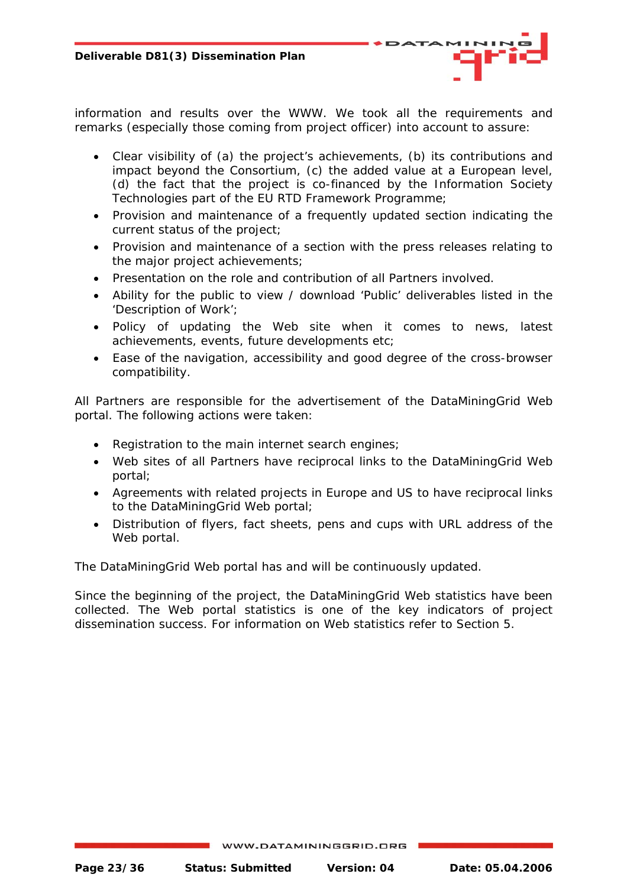information and results over the WWW. We took all the requirements and remarks (especially those coming from project officer) into account to assure:

- Clear visibility of (a) the project's achievements, (b) its contributions and impact beyond the Consortium, (c) the added value at a European level, (d) the fact that the project is co-financed by the Information Society Technologies part of the EU RTD Framework Programme;
- Provision and maintenance of a frequently updated section indicating the current status of the project;
- Provision and maintenance of a section with the press releases relating to the major project achievements;
- Presentation on the role and contribution of all Partners involved.
- Ability for the public to view / download 'Public' deliverables listed in the 'Description of Work';
- Policy of updating the Web site when it comes to news, latest achievements, events, future developments etc;
- Ease of the navigation, accessibility and good degree of the cross-browser compatibility.

All Partners are responsible for the advertisement of the DataMiningGrid Web portal. The following actions were taken:

- Registration to the main internet search engines;
- Web sites of all Partners have reciprocal links to the DataMiningGrid Web portal;
- Agreements with related projects in Europe and US to have reciprocal links to the DataMiningGrid Web portal;
- Distribution of flyers, fact sheets, pens and cups with URL address of the Web portal.

The DataMiningGrid Web portal has and will be continuously updated.

Since the beginning of the project, the DataMiningGrid Web statistics have been collected. The Web portal statistics is one of the key indicators of project dissemination success. For information on Web statistics refer to Section 5.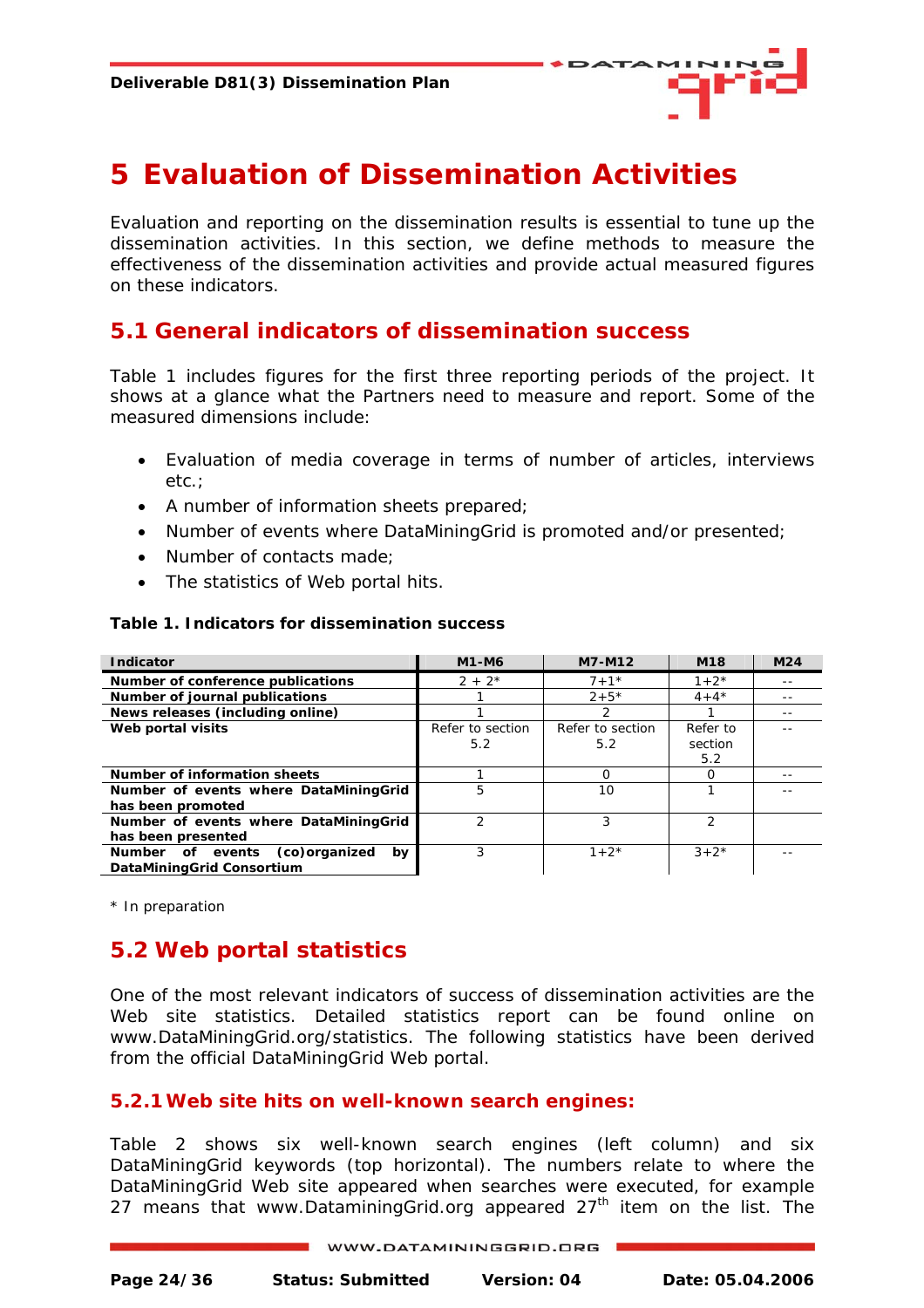# 5 Evaluation of Dissemination Activities

Evaluation and reporting on the dissemination results is essential to tune up the dissemination activities. In this section, we define methods to measure the effectiveness of the dissemination activities and provide actual measured figures on these indicators.

## 5.1 General indicators of dissemination success

Table 1 includes figures for the first three reporting periods of the project. It shows at a glance what the Partners need to measure and report. Some of the measured dimensions include:

- Evaluation of media coverage in terms of number of articles, interviews etc.;
- A number of information sheets prepared;
- Number of events where DataMiningGrid is promoted and/or presented;
- Number of contacts made;
- The statistics of Web portal hits.

**Table 1. Indicators for dissemination success**

| Indicator | M1-M6 | M7-M12 | M18 | M24 |
|---|---|---|---|---|
| **Number of conference publications** | 2 + 2* | 7+1* | 1+2* | -- |
| **Number of journal publications** | 1 | 2+5* | 4+4* | -- |
| **News releases (including online)** | 1 | 2 | 1 | -- |
| **Web portal visits** | Refer to section 5.2 | Refer to section 5.2 | Refer to section 5.2 | -- |
| **Number of information sheets** | 1 | 0 | 0 | -- |
| **Number of events where DataMiningGrid has been promoted** | 5 | 10 | 1 | -- |
| **Number of events where DataMiningGrid has been presented** | 2 | 3 | 2 | |
| **Number of events (co)organized by DataMiningGrid Consortium** | 3 | 1+2* | 3+2* | -- |

\* In preparation

## 5.2 Web portal statistics

One of the most relevant indicators of success of dissemination activities are the Web site statistics. Detailed statistics report can be found online on www.DataMiningGrid.org/statistics. The following statistics have been derived from the official DataMiningGrid Web portal.

### 5.2.1 Web site hits on well-known search engines:

Table 2 shows six well-known search engines (left column) and six DataMiningGrid keywords (top horizontal). The numbers relate to where the DataMiningGrid Web site appeared when searches were executed, for example 27 means that www.DataminingGrid.org appeared 27th item on the list. The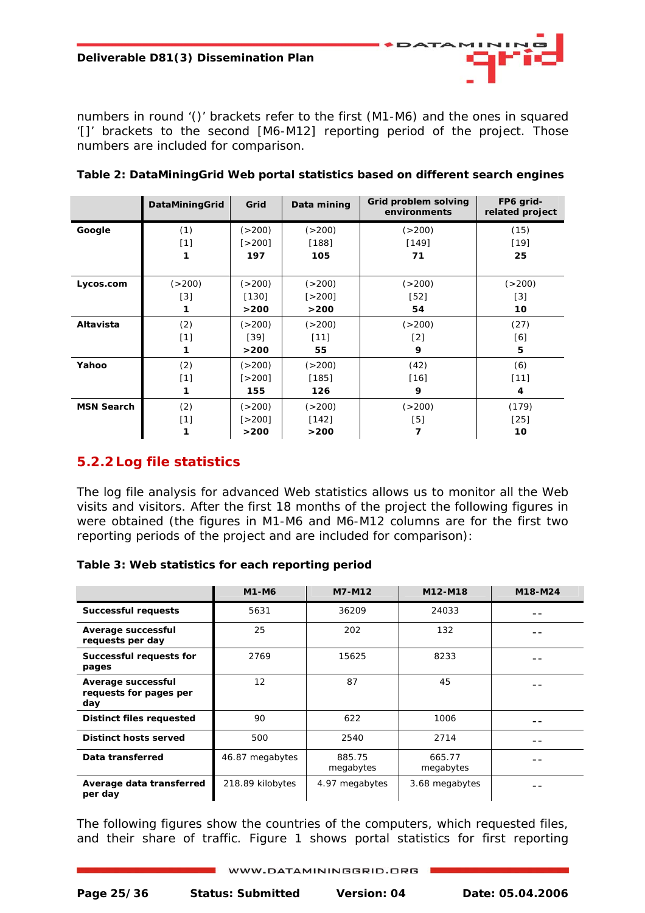numbers in round '()' brackets refer to the first (M1-M6) and the ones in squared '[]' brackets to the second [M6-M12] reporting period of the project. Those numbers are included for comparison.

**Table 2: DataMiningGrid Web portal statistics based on different search engines**

| | DataMiningGrid | Grid | Data mining | Grid problem solving environments | FP6 grid-related project |
|---|---|---|---|---|---|
| **Google** | (1)<br>[1]<br>**1** | (>200)<br>[>200]<br>**197** | (>200)<br>[188]<br>**105** | (>200)<br>[149]<br>**71** | (15)<br>[19]<br>**25** |
| **Lycos.com** | (>200)<br>[3]<br>**1** | (>200)<br>[130]<br>**>200** | (>200)<br>[>200]<br>**>200** | (>200)<br>[52]<br>**54** | (>200)<br>[3]<br>**10** |
| **Altavista** | (2)<br>[1]<br>**1** | (>200)<br>[39]<br>**>200** | (>200)<br>[11]<br>**55** | (>200)<br>[2]<br>**9** | (27)<br>[6]<br>**5** |
| **Yahoo** | (2)<br>[1]<br>**1** | (>200)<br>[>200]<br>**155** | (>200)<br>[185]<br>**126** | (42)<br>[16]<br>**9** | (6)<br>[11]<br>**4** |
| **MSN Search** | (2)<br>[1]<br>**1** | (>200)<br>[>200]<br>**>200** | (>200)<br>[142]<br>**>200** | (>200)<br>[5]<br>**7** | (179)<br>[25]<br>**10** |

### 5.2.2 Log file statistics

The log file analysis for advanced Web statistics allows us to monitor all the Web visits and visitors. After the first 18 months of the project the following figures in were obtained (the figures in M1-M6 and M6-M12 columns are for the first two reporting periods of the project and are included for comparison):

**Table 3: Web statistics for each reporting period**

| | M1-M6 | M7-M12 | M12-M18 | M18-M24 |
|---|---|---|---|---|
| **Successful requests** | 5631 | 36209 | 24033 | -- |
| **Average successful requests per day** | 25 | 202 | 132 | -- |
| **Successful requests for pages** | 2769 | 15625 | 8233 | -- |
| **Average successful requests for pages per day** | 12 | 87 | 45 | -- |
| **Distinct files requested** | 90 | 622 | 1006 | -- |
| **Distinct hosts served** | 500 | 2540 | 2714 | -- |
| **Data transferred** | 46.87 megabytes | 885.75 megabytes | 665.77 megabytes | -- |
| **Average data transferred per day** | 218.89 kilobytes | 4.97 megabytes | 3.68 megabytes | -- |

The following figures show the countries of the computers, which requested files, and their share of traffic. Figure 1 shows portal statistics for first reporting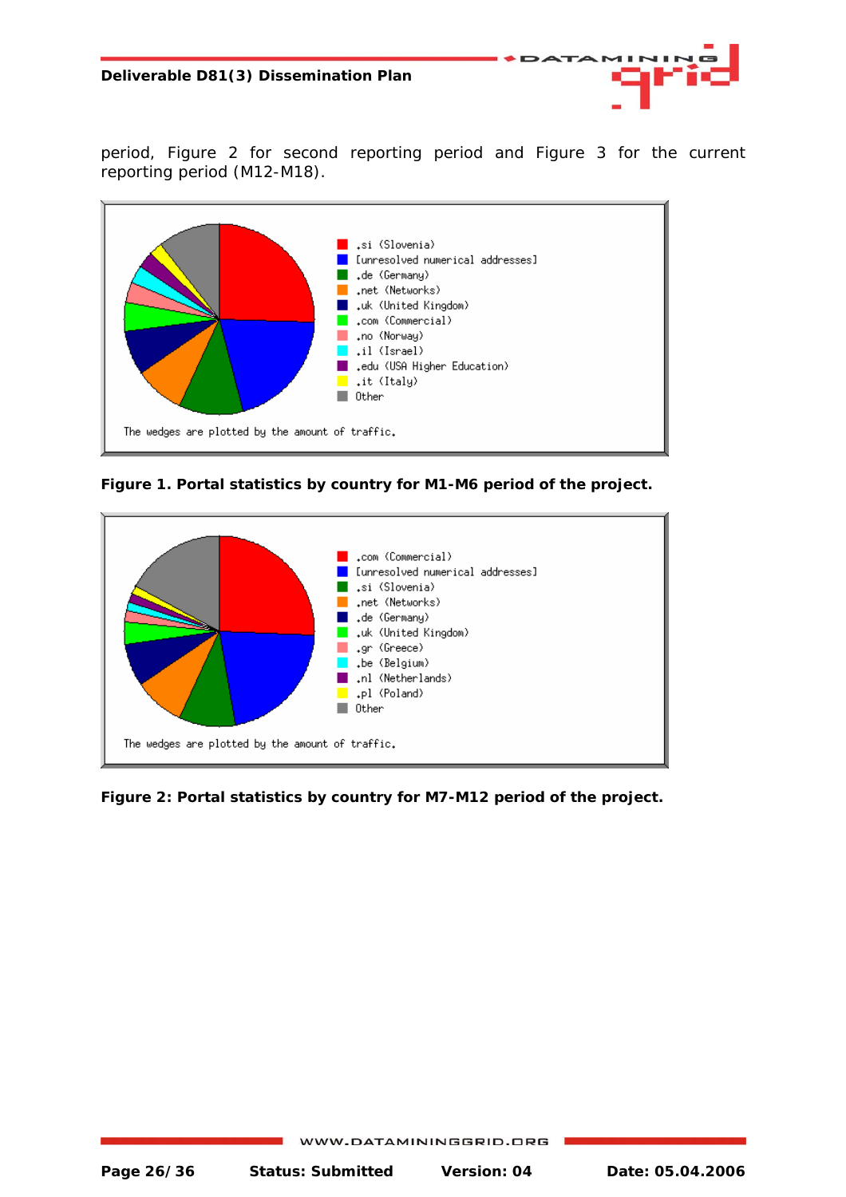period, Figure 2 for second reporting period and Figure 3 for the current reporting period (M12-M18).

**Figure 1. Portal statistics by country for M1-M6 period of the project.**

**Figure 2: Portal statistics by country for M7-M12 period of the project.**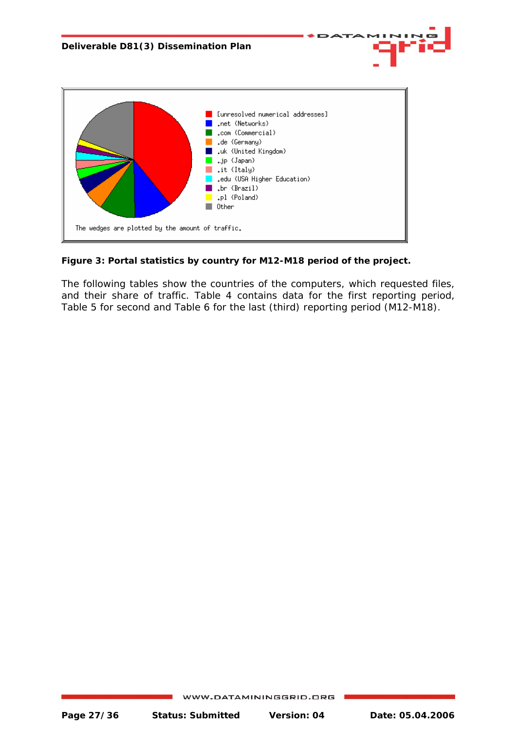**Figure 3: Portal statistics by country for M12-M18 period of the project.**

The following tables show the countries of the computers, which requested files, and their share of traffic. Table 4 contains data for the first reporting period, Table 5 for second and Table 6 for the last (third) reporting period (M12-M18).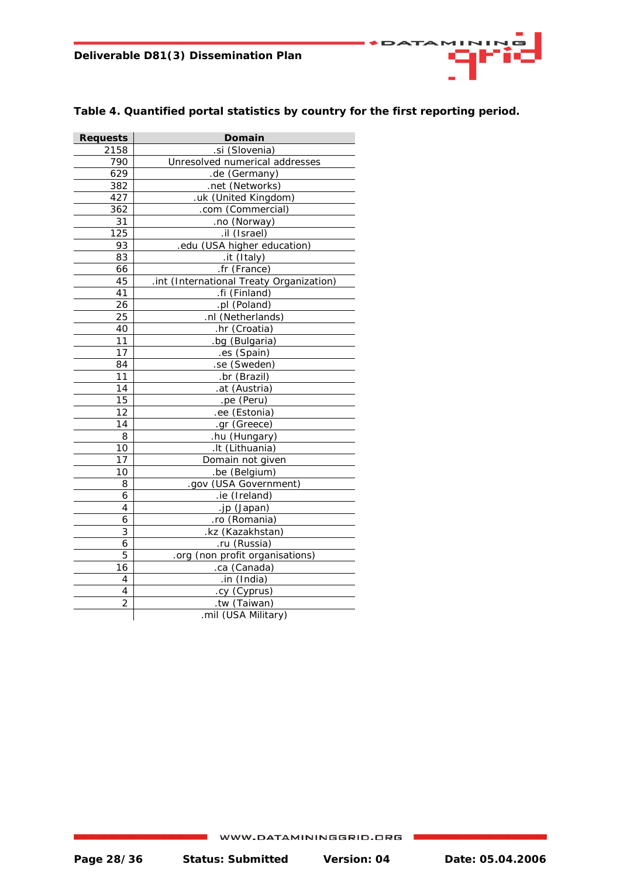**Table 4. Quantified portal statistics by country for the first reporting period.**

| Requests | Domain |
|---|---|
| 2158 | .si (Slovenia) |
| 790 | Unresolved numerical addresses |
| 629 | .de (Germany) |
| 382 | .net (Networks) |
| 427 | .uk (United Kingdom) |
| 362 | .com (Commercial) |
| 31 | .no (Norway) |
| 125 | .il (Israel) |
| 93 | .edu (USA higher education) |
| 83 | .it (Italy) |
| 66 | .fr (France) |
| 45 | .int (International Treaty Organization) |
| 41 | .fi (Finland) |
| 26 | .pl (Poland) |
| 25 | .nl (Netherlands) |
| 40 | .hr (Croatia) |
| 11 | .bg (Bulgaria) |
| 17 | .es (Spain) |
| 84 | .se (Sweden) |
| 11 | .br (Brazil) |
| 14 | .at (Austria) |
| 15 | .pe (Peru) |
| 12 | .ee (Estonia) |
| 14 | .gr (Greece) |
| 8 | .hu (Hungary) |
| 10 | .lt (Lithuania) |
| 17 | Domain not given |
| 10 | .be (Belgium) |
| 8 | .gov (USA Government) |
| 6 | .ie (Ireland) |
| 4 | .jp (Japan) |
| 6 | .ro (Romania) |
| 3 | .kz (Kazakhstan) |
| 6 | .ru (Russia) |
| 5 | .org (non profit organisations) |
| 16 | .ca (Canada) |
| 4 | .in (India) |
| 4 | .cy (Cyprus) |
| 2 | .tw (Taiwan) |
| | .mil (USA Military) |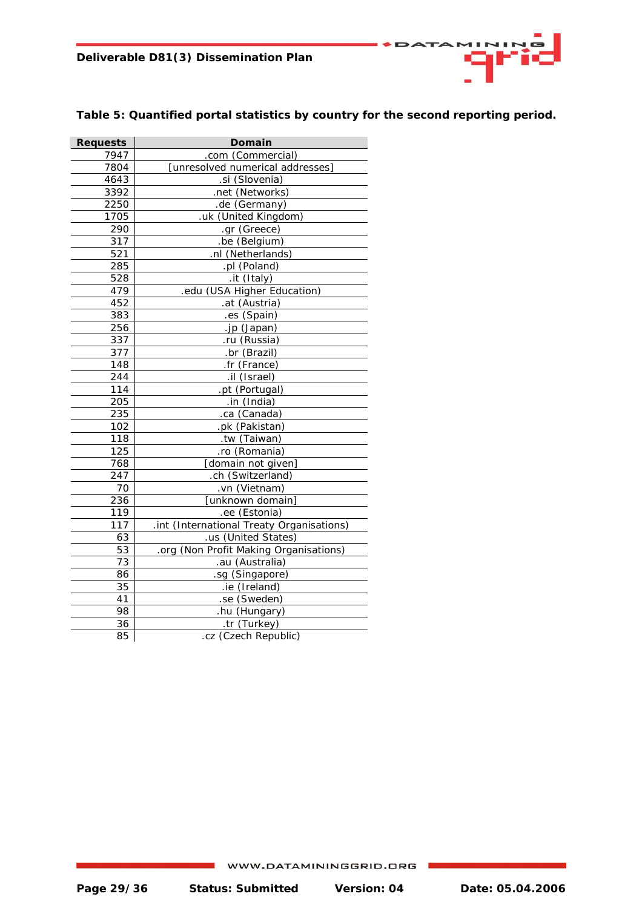**Table 5: Quantified portal statistics by country for the second reporting period.**

| Requests | Domain |
|---|---|
| 7947 | .com (Commercial) |
| 7804 | [unresolved numerical addresses] |
| 4643 | .si (Slovenia) |
| 3392 | .net (Networks) |
| 2250 | .de (Germany) |
| 1705 | .uk (United Kingdom) |
| 290 | .gr (Greece) |
| 317 | .be (Belgium) |
| 521 | .nl (Netherlands) |
| 285 | .pl (Poland) |
| 528 | .it (Italy) |
| 479 | .edu (USA Higher Education) |
| 452 | .at (Austria) |
| 383 | .es (Spain) |
| 256 | .jp (Japan) |
| 337 | .ru (Russia) |
| 377 | .br (Brazil) |
| 148 | .fr (France) |
| 244 | .il (Israel) |
| 114 | .pt (Portugal) |
| 205 | .in (India) |
| 235 | .ca (Canada) |
| 102 | .pk (Pakistan) |
| 118 | .tw (Taiwan) |
| 125 | .ro (Romania) |
| 768 | [domain not given] |
| 247 | .ch (Switzerland) |
| 70 | .vn (Vietnam) |
| 236 | [unknown domain] |
| 119 | .ee (Estonia) |
| 117 | .int (International Treaty Organisations) |
| 63 | .us (United States) |
| 53 | .org (Non Profit Making Organisations) |
| 73 | .au (Australia) |
| 86 | .sg (Singapore) |
| 35 | .ie (Ireland) |
| 41 | .se (Sweden) |
| 98 | .hu (Hungary) |
| 36 | .tr (Turkey) |
| 85 | .cz (Czech Republic) |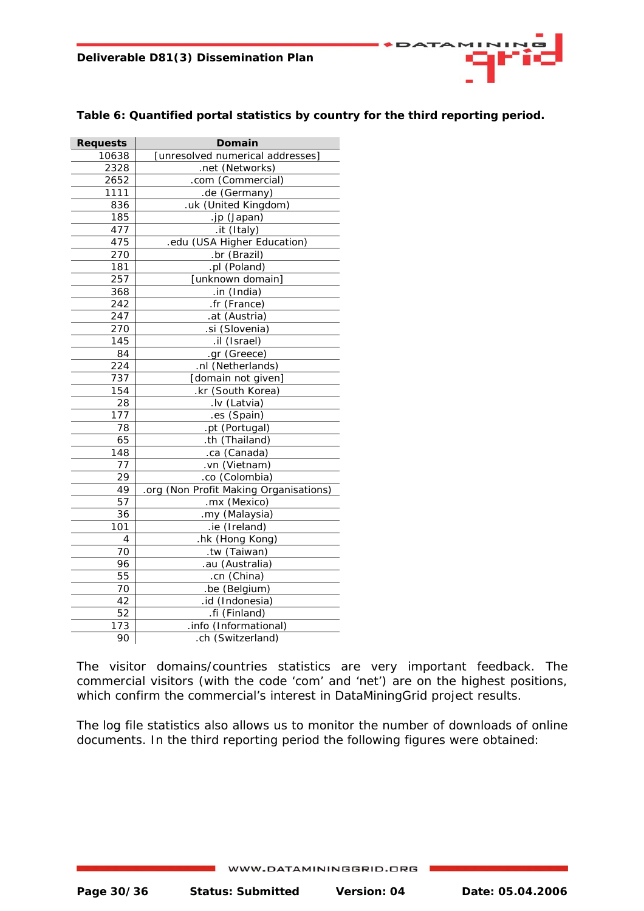**Table 6: Quantified portal statistics by country for the third reporting period.**

| Requests | Domain |
|---|---|
| 10638 | [unresolved numerical addresses] |
| 2328 | .net (Networks) |
| 2652 | .com (Commercial) |
| 1111 | .de (Germany) |
| 836 | .uk (United Kingdom) |
| 185 | .jp (Japan) |
| 477 | .it (Italy) |
| 475 | .edu (USA Higher Education) |
| 270 | .br (Brazil) |
| 181 | .pl (Poland) |
| 257 | [unknown domain] |
| 368 | .in (India) |
| 242 | .fr (France) |
| 247 | .at (Austria) |
| 270 | .si (Slovenia) |
| 145 | .il (Israel) |
| 84 | .gr (Greece) |
| 224 | .nl (Netherlands) |
| 737 | [domain not given] |
| 154 | .kr (South Korea) |
| 28 | .lv (Latvia) |
| 177 | .es (Spain) |
| 78 | .pt (Portugal) |
| 65 | .th (Thailand) |
| 148 | .ca (Canada) |
| 77 | .vn (Vietnam) |
| 29 | .co (Colombia) |
| 49 | .org (Non Profit Making Organisations) |
| 57 | .mx (Mexico) |
| 36 | .my (Malaysia) |
| 101 | .ie (Ireland) |
| 4 | .hk (Hong Kong) |
| 70 | .tw (Taiwan) |
| 96 | .au (Australia) |
| 55 | .cn (China) |
| 70 | .be (Belgium) |
| 42 | .id (Indonesia) |
| 52 | .fi (Finland) |
| 173 | .info (Informational) |
| 90 | .ch (Switzerland) |

The visitor domains/countries statistics are very important feedback. The commercial visitors (with the code 'com' and 'net') are on the highest positions, which confirm the commercial's interest in DataMiningGrid project results.

The log file statistics also allows us to monitor the number of downloads of online documents. In the third reporting period the following figures were obtained: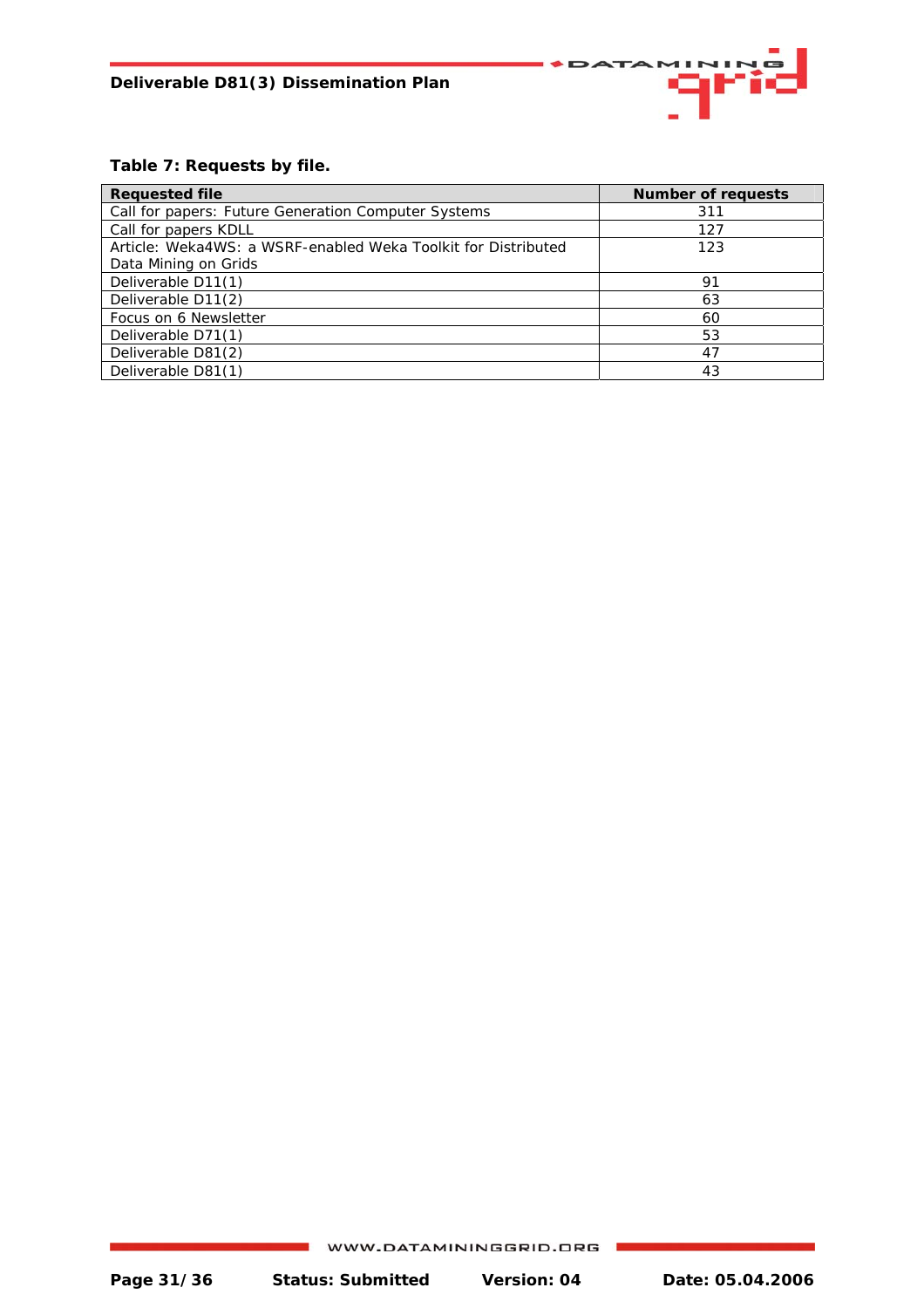**Table 7: Requests by file.**

| Requested file | Number of requests |
|---|---|
| Call for papers: Future Generation Computer Systems | 311 |
| Call for papers KDLL | 127 |
| Article: Weka4WS: a WSRF-enabled Weka Toolkit for Distributed Data Mining on Grids | 123 |
| Deliverable D11(1) | 91 |
| Deliverable D11(2) | 63 |
| Focus on 6 Newsletter | 60 |
| Deliverable D71(1) | 53 |
| Deliverable D81(2) | 47 |
| Deliverable D81(1) | 43 |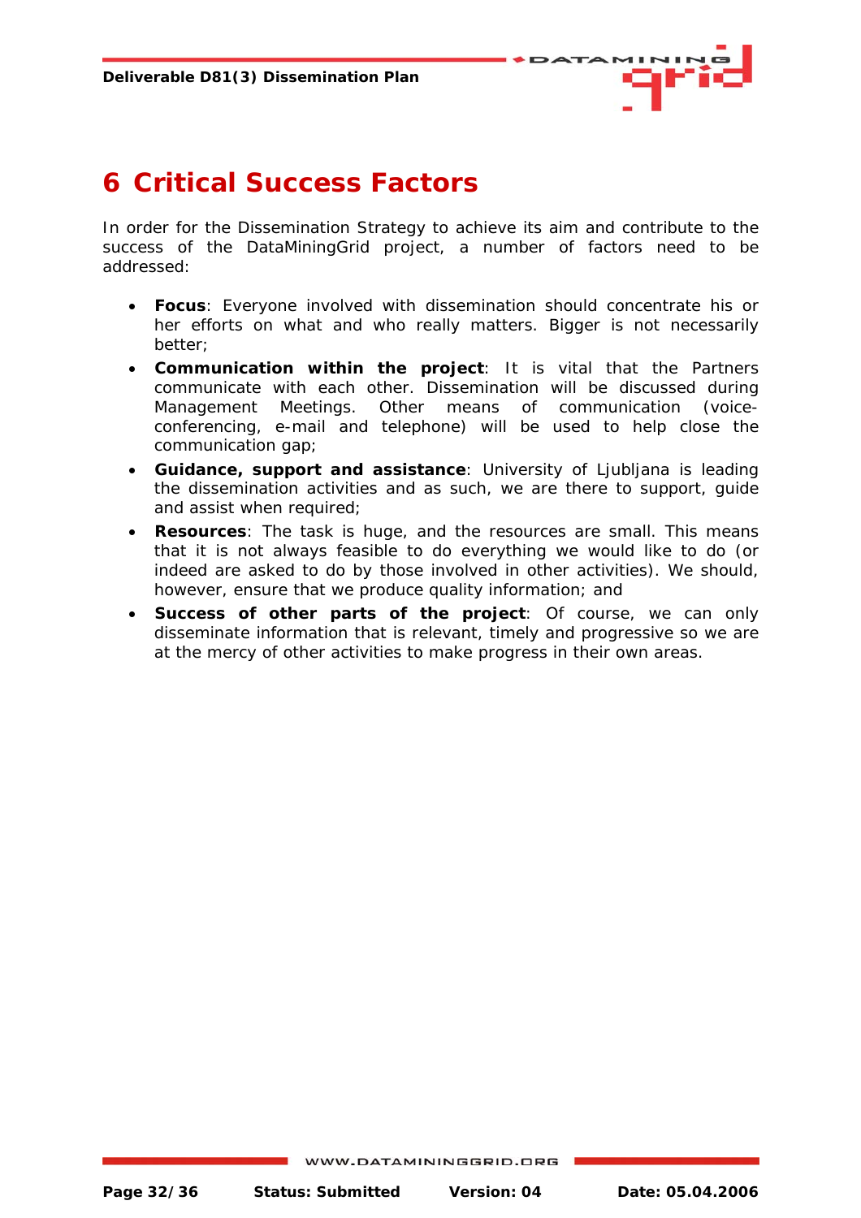# 6 Critical Success Factors

In order for the Dissemination Strategy to achieve its aim and contribute to the success of the DataMiningGrid project, a number of factors need to be addressed:

- **Focus**: Everyone involved with dissemination should concentrate his or her efforts on what and who really matters. Bigger is not necessarily better;
- **Communication within the project**: It is vital that the Partners communicate with each other. Dissemination will be discussed during Management Meetings. Other means of communication (voice-conferencing, e-mail and telephone) will be used to help close the communication gap;
- **Guidance, support and assistance**: University of Ljubljana is leading the dissemination activities and as such, we are there to support, guide and assist when required;
- **Resources**: The task is huge, and the resources are small. This means that it is not always feasible to do everything we would like to do (or indeed are asked to do by those involved in other activities). We should, however, ensure that we produce quality information; and
- **Success of other parts of the project**: Of course, we can only disseminate information that is relevant, timely and progressive so we are at the mercy of other activities to make progress in their own areas.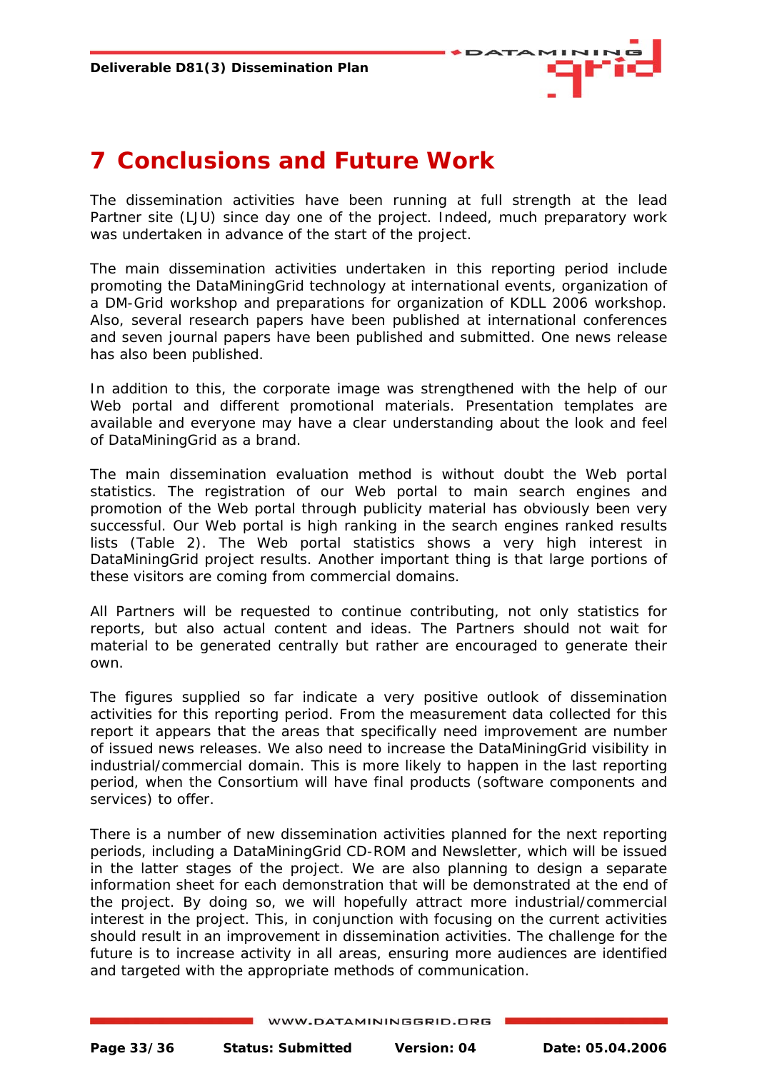# 7 Conclusions and Future Work

The dissemination activities have been running at full strength at the lead Partner site (LJU) since day one of the project. Indeed, much preparatory work was undertaken in advance of the start of the project.

The main dissemination activities undertaken in this reporting period include promoting the DataMiningGrid technology at international events, organization of a DM-Grid workshop and preparations for organization of KDLL 2006 workshop. Also, several research papers have been published at international conferences and seven journal papers have been published and submitted. One news release has also been published.

In addition to this, the corporate image was strengthened with the help of our Web portal and different promotional materials. Presentation templates are available and everyone may have a clear understanding about the look and feel of DataMiningGrid as a brand.

The main dissemination evaluation method is without doubt the Web portal statistics. The registration of our Web portal to main search engines and promotion of the Web portal through publicity material has obviously been very successful. Our Web portal is high ranking in the search engines ranked results lists (Table 2). The Web portal statistics shows a very high interest in DataMiningGrid project results. Another important thing is that large portions of these visitors are coming from commercial domains.

All Partners will be requested to continue contributing, not only statistics for reports, but also actual content and ideas. The Partners should not wait for material to be generated centrally but rather are encouraged to generate their own.

The figures supplied so far indicate a very positive outlook of dissemination activities for this reporting period. From the measurement data collected for this report it appears that the areas that specifically need improvement are number of issued news releases. We also need to increase the DataMiningGrid visibility in industrial/commercial domain. This is more likely to happen in the last reporting period, when the Consortium will have final products (software components and services) to offer.

There is a number of new dissemination activities planned for the next reporting periods, including a DataMiningGrid CD-ROM and Newsletter, which will be issued in the latter stages of the project. We are also planning to design a separate information sheet for each demonstration that will be demonstrated at the end of the project. By doing so, we will hopefully attract more industrial/commercial interest in the project. This, in conjunction with focusing on the current activities should result in an improvement in dissemination activities. The challenge for the future is to increase activity in all areas, ensuring more audiences are identified and targeted with the appropriate methods of communication.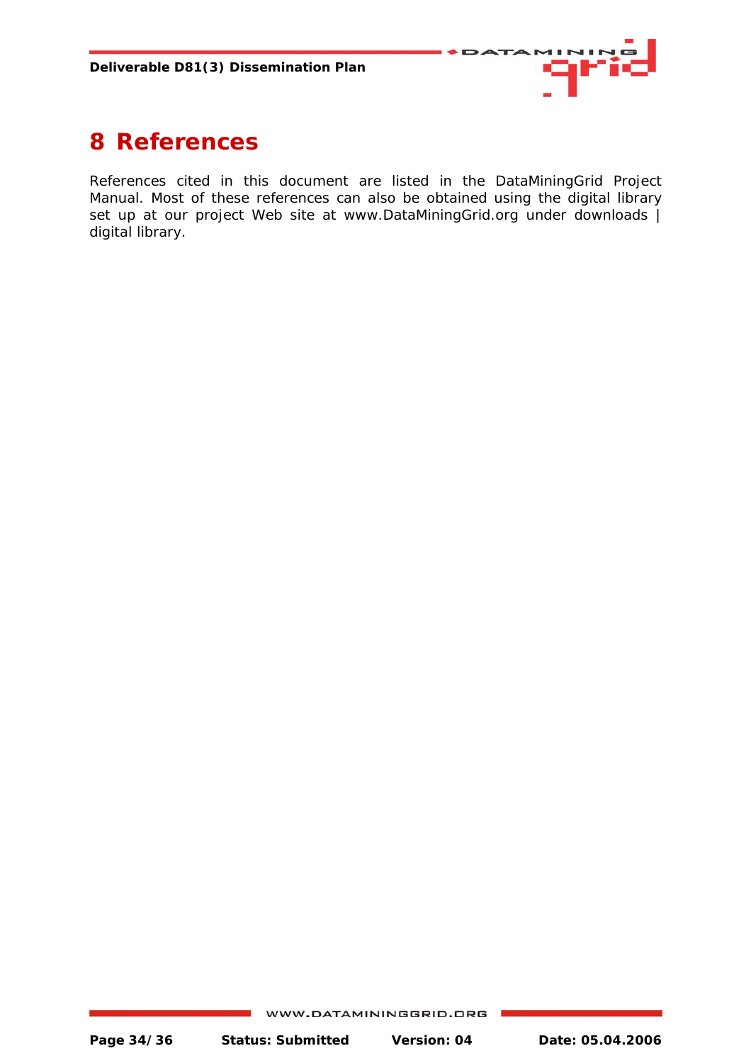# 8 References

References cited in this document are listed in the DataMiningGrid Project Manual. Most of these references can also be obtained using the digital library set up at our project Web site at www.DataMiningGrid.org under downloads | digital library.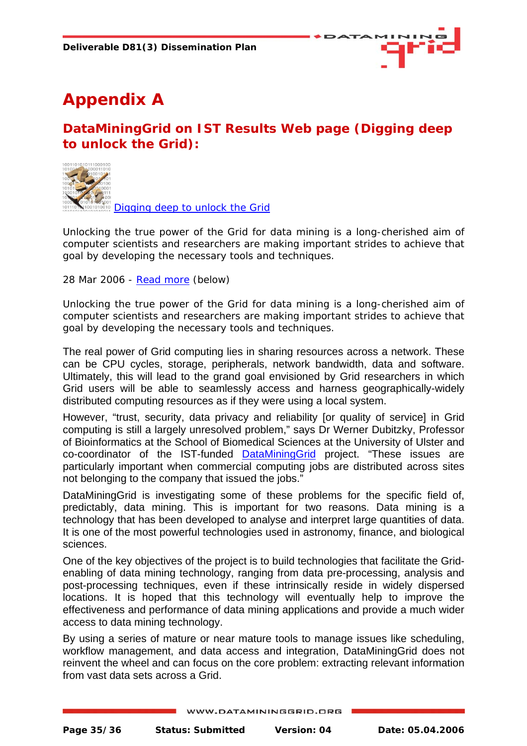# Appendix A

## DataMiningGrid on IST Results Web page (Digging deep to unlock the Grid):

Digging deep to unlock the Grid

Unlocking the true power of the Grid for data mining is a long-cherished aim of computer scientists and researchers are making important strides to achieve that goal by developing the necessary tools and techniques.

28 Mar 2006 - Read more (below)

Unlocking the true power of the Grid for data mining is a long-cherished aim of computer scientists and researchers are making important strides to achieve that goal by developing the necessary tools and techniques.

The real power of Grid computing lies in sharing resources across a network. These can be CPU cycles, storage, peripherals, network bandwidth, data and software. Ultimately, this will lead to the grand goal envisioned by Grid researchers in which Grid users will be able to seamlessly access and harness geographically-widely distributed computing resources as if they were using a local system.

However, "trust, security, data privacy and reliability [or quality of service] in Grid computing is still a largely unresolved problem," says Dr Werner Dubitzky, Professor of Bioinformatics at the School of Biomedical Sciences at the University of Ulster and co-coordinator of the IST-funded DataMiningGrid project. "These issues are particularly important when commercial computing jobs are distributed across sites not belonging to the company that issued the jobs."

DataMiningGrid is investigating some of these problems for the specific field of, predictably, data mining. This is important for two reasons. Data mining is a technology that has been developed to analyse and interpret large quantities of data. It is one of the most powerful technologies used in astronomy, finance, and biological sciences.

One of the key objectives of the project is to build technologies that facilitate the Grid-enabling of data mining technology, ranging from data pre-processing, analysis and post-processing techniques, even if these intrinsically reside in widely dispersed locations. It is hoped that this technology will eventually help to improve the effectiveness and performance of data mining applications and provide a much wider access to data mining technology.

By using a series of mature or near mature tools to manage issues like scheduling, workflow management, and data access and integration, DataMiningGrid does not reinvent the wheel and can focus on the core problem: extracting relevant information from vast data sets across a Grid.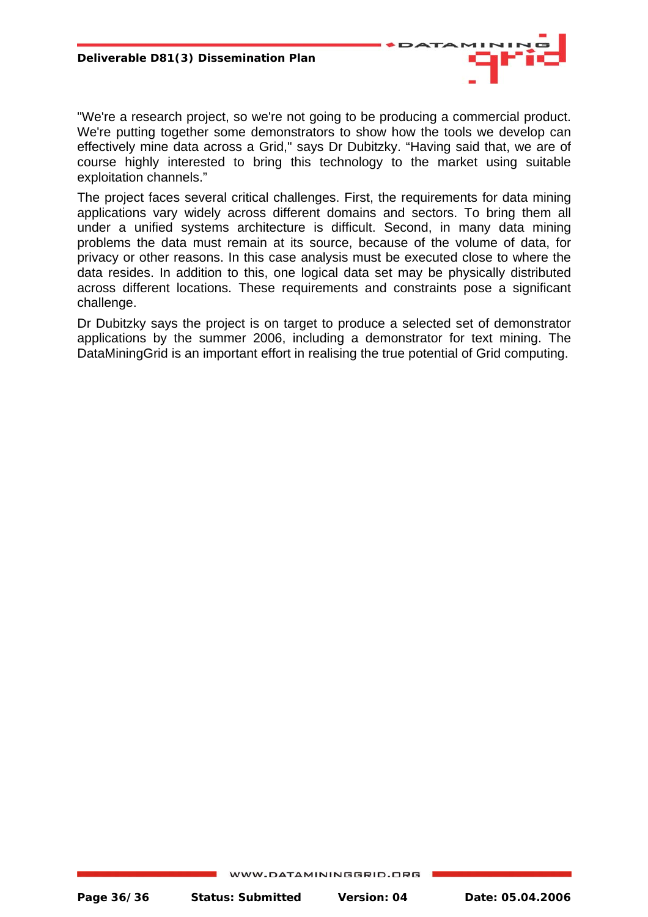"We're a research project, so we're not going to be producing a commercial product. We're putting together some demonstrators to show how the tools we develop can effectively mine data across a Grid," says Dr Dubitzky. "Having said that, we are of course highly interested to bring this technology to the market using suitable exploitation channels."

The project faces several critical challenges. First, the requirements for data mining applications vary widely across different domains and sectors. To bring them all under a unified systems architecture is difficult. Second, in many data mining problems the data must remain at its source, because of the volume of data, for privacy or other reasons. In this case analysis must be executed close to where the data resides. In addition to this, one logical data set may be physically distributed across different locations. These requirements and constraints pose a significant challenge.

Dr Dubitzky says the project is on target to produce a selected set of demonstrator applications by the summer 2006, including a demonstrator for text mining. The DataMiningGrid is an important effort in realising the true potential of Grid computing.